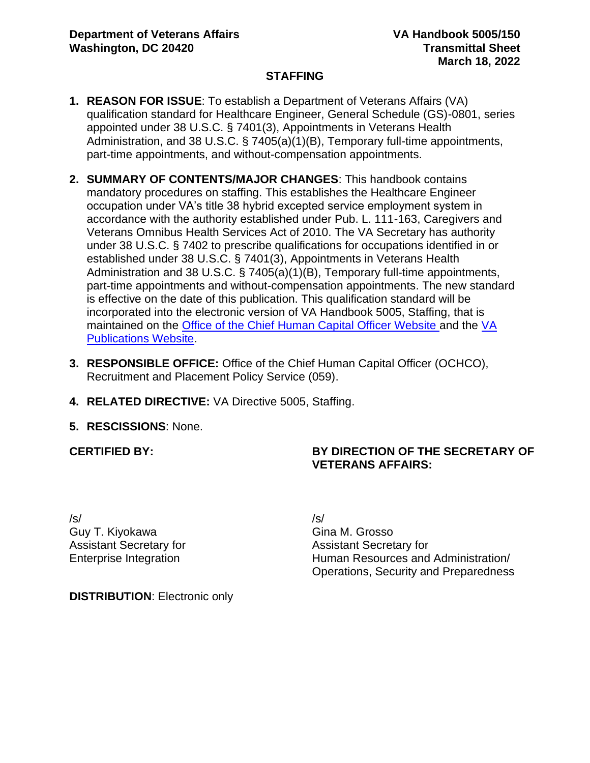**Department of Veterans Affairs**
**Washington, DC 20420**

**VA Handbook 5005/150**
**Transmittal Sheet**
**March 18, 2022**

## STAFFING

1. **REASON FOR ISSUE**: To establish a Department of Veterans Affairs (VA) qualification standard for Healthcare Engineer, General Schedule (GS)-0801, series appointed under 38 U.S.C. § 7401(3), Appointments in Veterans Health Administration, and 38 U.S.C. § 7405(a)(1)(B), Temporary full-time appointments, part-time appointments, and without-compensation appointments.

2. **SUMMARY OF CONTENTS/MAJOR CHANGES**: This handbook contains mandatory procedures on staffing. This establishes the Healthcare Engineer occupation under VA's title 38 hybrid excepted service employment system in accordance with the authority established under Pub. L. 111-163, Caregivers and Veterans Omnibus Health Services Act of 2010. The VA Secretary has authority under 38 U.S.C. § 7402 to prescribe qualifications for occupations identified in or established under 38 U.S.C. § 7401(3), Appointments in Veterans Health Administration and 38 U.S.C. § 7405(a)(1)(B), Temporary full-time appointments, part-time appointments and without-compensation appointments. The new standard is effective on the date of this publication. This qualification standard will be incorporated into the electronic version of VA Handbook 5005, Staffing, that is maintained on the Office of the Chief Human Capital Officer Website and the VA Publications Website.

3. **RESPONSIBLE OFFICE:** Office of the Chief Human Capital Officer (OCHCO), Recruitment and Placement Policy Service (059).

4. **RELATED DIRECTIVE:** VA Directive 5005, Staffing.

5. **RESCISSIONS**: None.

**CERTIFIED BY:**

/s/
Guy T. Kiyokawa
Assistant Secretary for
Enterprise Integration

**BY DIRECTION OF THE SECRETARY OF VETERANS AFFAIRS:**

/s/
Gina M. Grosso
Assistant Secretary for
Human Resources and Administration/
Operations, Security and Preparedness

**DISTRIBUTION**: Electronic only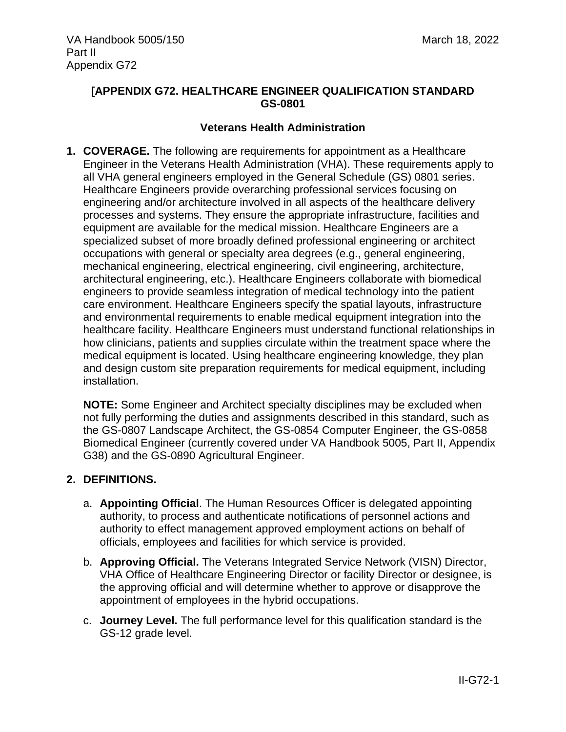# [APPENDIX G72. HEALTHCARE ENGINEER QUALIFICATION STANDARD GS-0801

## Veterans Health Administration

1. **COVERAGE.** The following are requirements for appointment as a Healthcare Engineer in the Veterans Health Administration (VHA). These requirements apply to all VHA general engineers employed in the General Schedule (GS) 0801 series. Healthcare Engineers provide overarching professional services focusing on engineering and/or architecture involved in all aspects of the healthcare delivery processes and systems. They ensure the appropriate infrastructure, facilities and equipment are available for the medical mission. Healthcare Engineers are a specialized subset of more broadly defined professional engineering or architect occupations with general or specialty area degrees (e.g., general engineering, mechanical engineering, electrical engineering, civil engineering, architecture, architectural engineering, etc.). Healthcare Engineers collaborate with biomedical engineers to provide seamless integration of medical technology into the patient care environment. Healthcare Engineers specify the spatial layouts, infrastructure and environmental requirements to enable medical equipment integration into the healthcare facility. Healthcare Engineers must understand functional relationships in how clinicians, patients and supplies circulate within the treatment space where the medical equipment is located. Using healthcare engineering knowledge, they plan and design custom site preparation requirements for medical equipment, including installation.

   **NOTE:** Some Engineer and Architect specialty disciplines may be excluded when not fully performing the duties and assignments described in this standard, such as the GS-0807 Landscape Architect, the GS-0854 Computer Engineer, the GS-0858 Biomedical Engineer (currently covered under VA Handbook 5005, Part II, Appendix G38) and the GS-0890 Agricultural Engineer.

2. **DEFINITIONS.**

   a. **Appointing Official**. The Human Resources Officer is delegated appointing authority, to process and authenticate notifications of personnel actions and authority to effect management approved employment actions on behalf of officials, employees and facilities for which service is provided.

   b. **Approving Official.** The Veterans Integrated Service Network (VISN) Director, VHA Office of Healthcare Engineering Director or facility Director or designee, is the approving official and will determine whether to approve or disapprove the appointment of employees in the hybrid occupations.

   c. **Journey Level.** The full performance level for this qualification standard is the GS-12 grade level.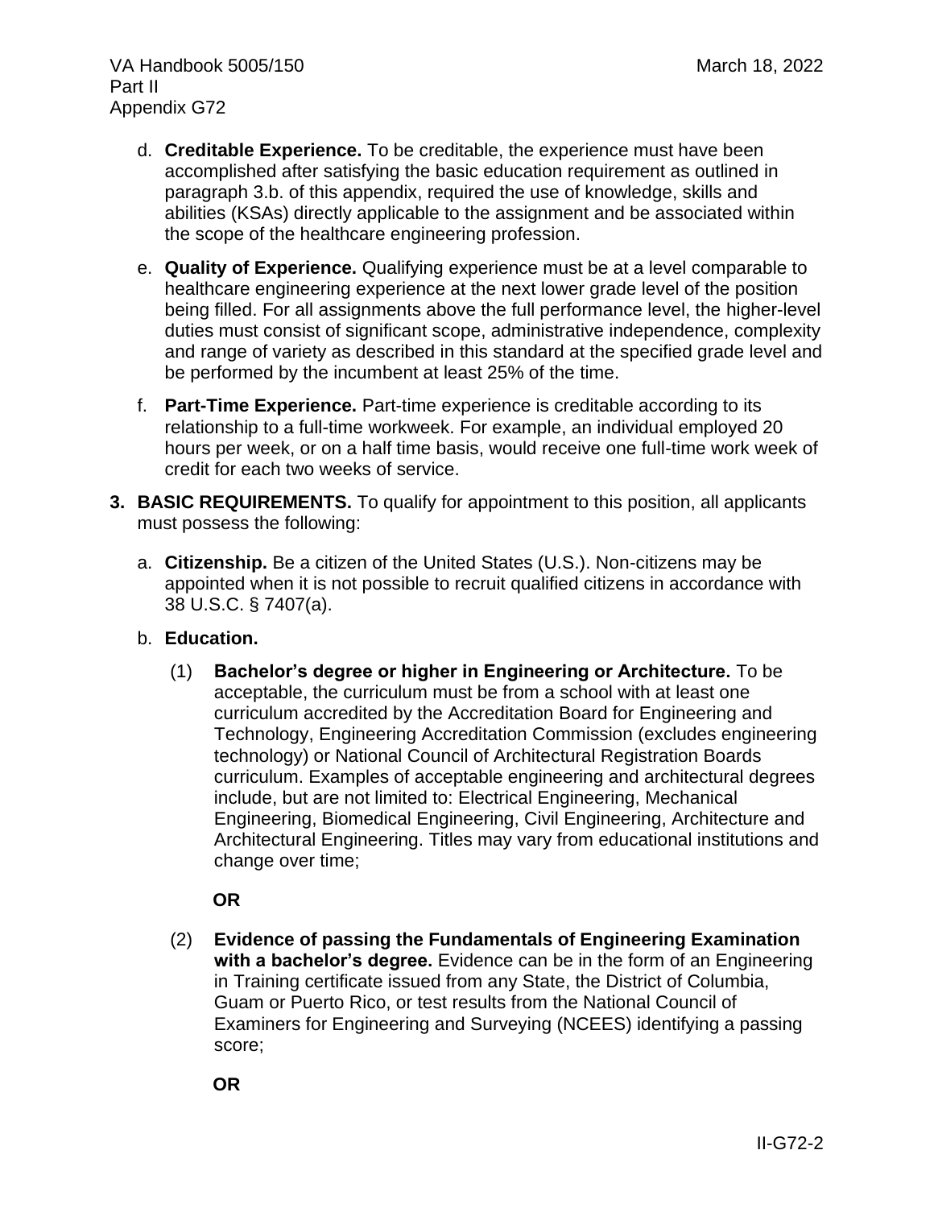d. **Creditable Experience.** To be creditable, the experience must have been accomplished after satisfying the basic education requirement as outlined in paragraph 3.b. of this appendix, required the use of knowledge, skills and abilities (KSAs) directly applicable to the assignment and be associated within the scope of the healthcare engineering profession.

e. **Quality of Experience.** Qualifying experience must be at a level comparable to healthcare engineering experience at the next lower grade level of the position being filled. For all assignments above the full performance level, the higher-level duties must consist of significant scope, administrative independence, complexity and range of variety as described in this standard at the specified grade level and be performed by the incumbent at least 25% of the time.

f. **Part-Time Experience.** Part-time experience is creditable according to its relationship to a full-time workweek. For example, an individual employed 20 hours per week, or on a half time basis, would receive one full-time work week of credit for each two weeks of service.

**3. BASIC REQUIREMENTS.** To qualify for appointment to this position, all applicants must possess the following:

a. **Citizenship.** Be a citizen of the United States (U.S.). Non-citizens may be appointed when it is not possible to recruit qualified citizens in accordance with 38 U.S.C. § 7407(a).

b. **Education.**

(1) **Bachelor's degree or higher in Engineering or Architecture.** To be acceptable, the curriculum must be from a school with at least one curriculum accredited by the Accreditation Board for Engineering and Technology, Engineering Accreditation Commission (excludes engineering technology) or National Council of Architectural Registration Boards curriculum. Examples of acceptable engineering and architectural degrees include, but are not limited to: Electrical Engineering, Mechanical Engineering, Biomedical Engineering, Civil Engineering, Architecture and Architectural Engineering. Titles may vary from educational institutions and change over time;

**OR**

(2) **Evidence of passing the Fundamentals of Engineering Examination with a bachelor's degree.** Evidence can be in the form of an Engineering in Training certificate issued from any State, the District of Columbia, Guam or Puerto Rico, or test results from the National Council of Examiners for Engineering and Surveying (NCEES) identifying a passing score;

**OR**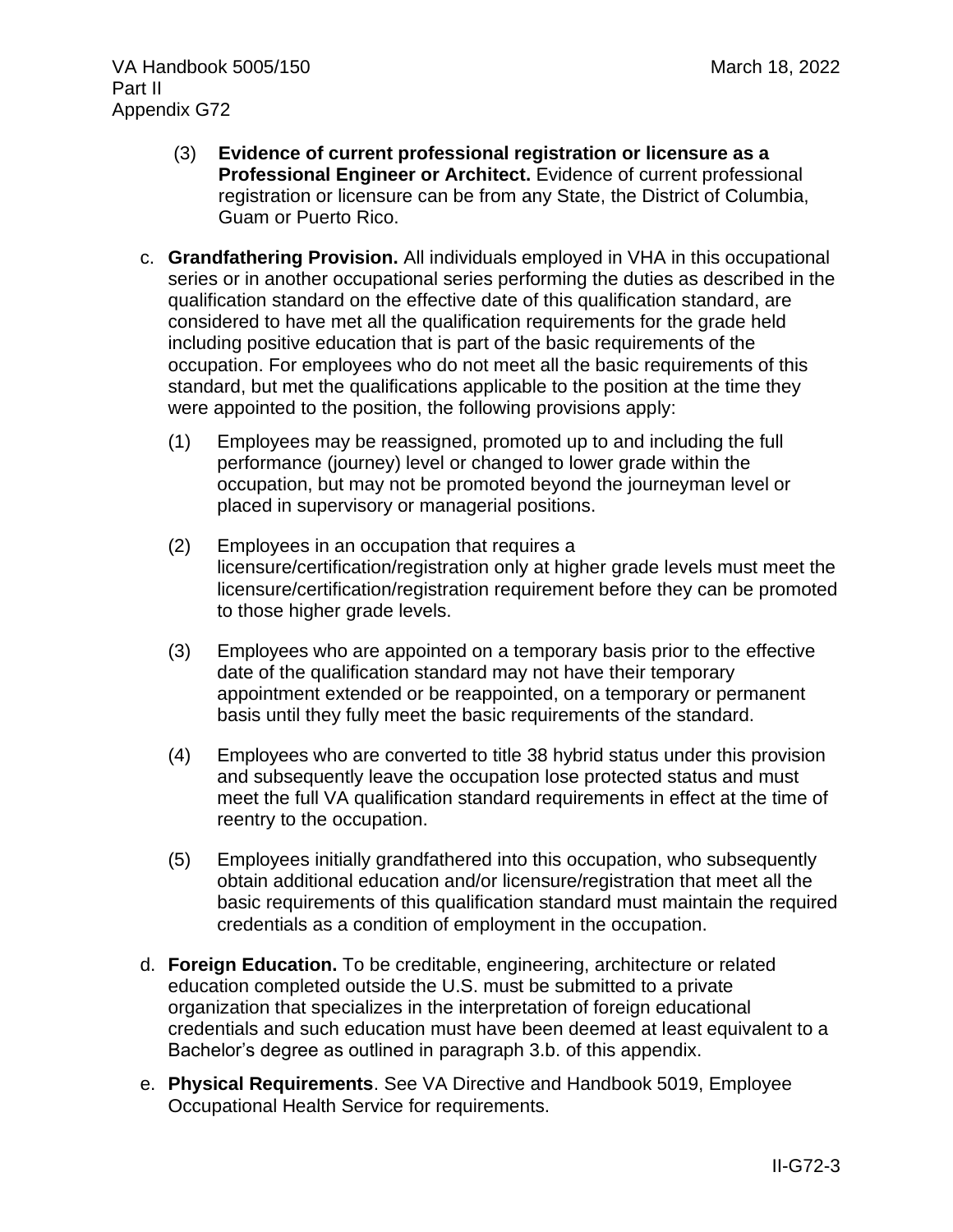(3) **Evidence of current professional registration or licensure as a Professional Engineer or Architect.** Evidence of current professional registration or licensure can be from any State, the District of Columbia, Guam or Puerto Rico.

c. **Grandfathering Provision.** All individuals employed in VHA in this occupational series or in another occupational series performing the duties as described in the qualification standard on the effective date of this qualification standard, are considered to have met all the qualification requirements for the grade held including positive education that is part of the basic requirements of the occupation. For employees who do not meet all the basic requirements of this standard, but met the qualifications applicable to the position at the time they were appointed to the position, the following provisions apply:

(1) Employees may be reassigned, promoted up to and including the full performance (journey) level or changed to lower grade within the occupation, but may not be promoted beyond the journeyman level or placed in supervisory or managerial positions.

(2) Employees in an occupation that requires a licensure/certification/registration only at higher grade levels must meet the licensure/certification/registration requirement before they can be promoted to those higher grade levels.

(3) Employees who are appointed on a temporary basis prior to the effective date of the qualification standard may not have their temporary appointment extended or be reappointed, on a temporary or permanent basis until they fully meet the basic requirements of the standard.

(4) Employees who are converted to title 38 hybrid status under this provision and subsequently leave the occupation lose protected status and must meet the full VA qualification standard requirements in effect at the time of reentry to the occupation.

(5) Employees initially grandfathered into this occupation, who subsequently obtain additional education and/or licensure/registration that meet all the basic requirements of this qualification standard must maintain the required credentials as a condition of employment in the occupation.

d. **Foreign Education.** To be creditable, engineering, architecture or related education completed outside the U.S. must be submitted to a private organization that specializes in the interpretation of foreign educational credentials and such education must have been deemed at least equivalent to a Bachelor's degree as outlined in paragraph 3.b. of this appendix.

e. **Physical Requirements**. See VA Directive and Handbook 5019, Employee Occupational Health Service for requirements.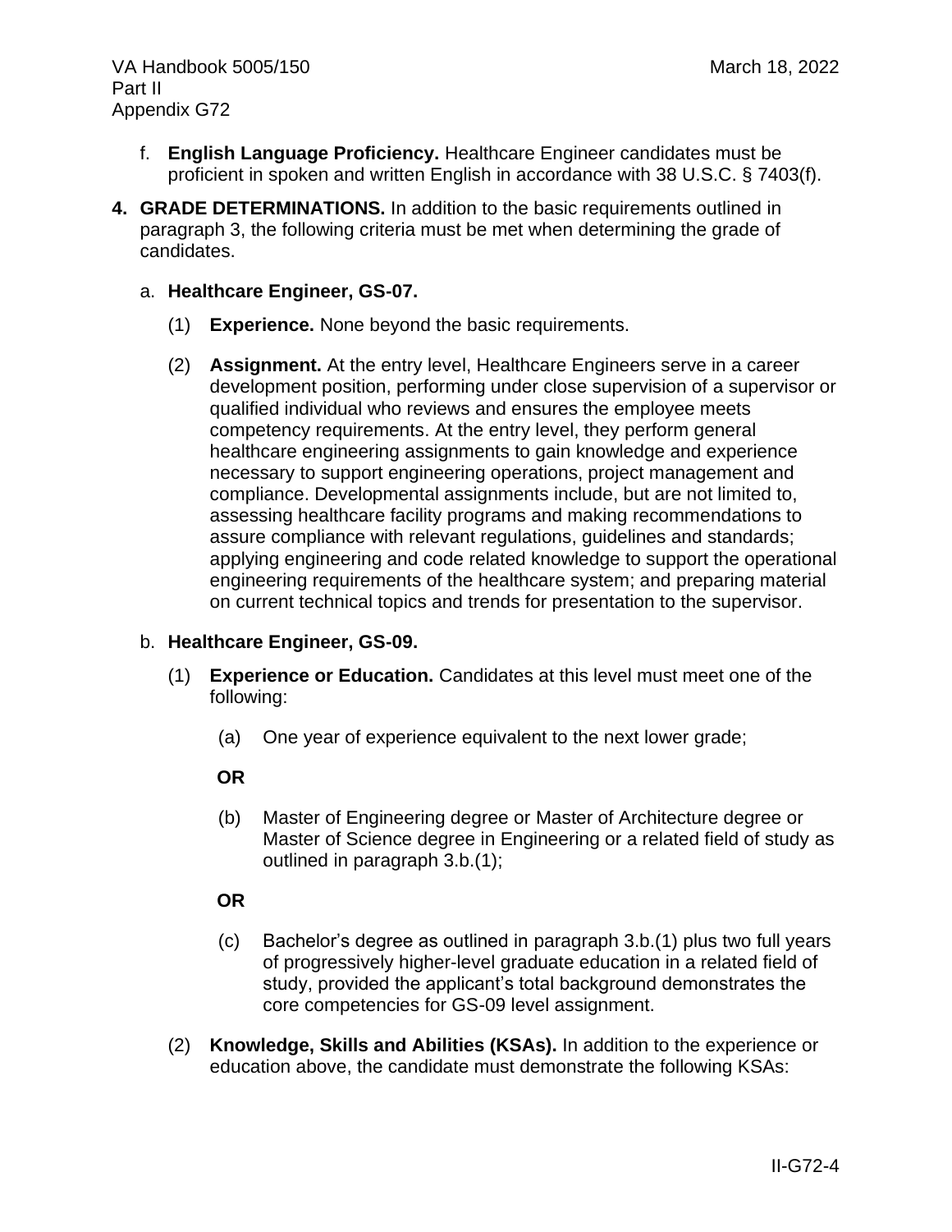f. **English Language Proficiency.** Healthcare Engineer candidates must be proficient in spoken and written English in accordance with 38 U.S.C. § 7403(f).

**4. GRADE DETERMINATIONS.** In addition to the basic requirements outlined in paragraph 3, the following criteria must be met when determining the grade of candidates.

a. **Healthcare Engineer, GS-07.**

(1) **Experience.** None beyond the basic requirements.

(2) **Assignment.** At the entry level, Healthcare Engineers serve in a career development position, performing under close supervision of a supervisor or qualified individual who reviews and ensures the employee meets competency requirements. At the entry level, they perform general healthcare engineering assignments to gain knowledge and experience necessary to support engineering operations, project management and compliance. Developmental assignments include, but are not limited to, assessing healthcare facility programs and making recommendations to assure compliance with relevant regulations, guidelines and standards; applying engineering and code related knowledge to support the operational engineering requirements of the healthcare system; and preparing material on current technical topics and trends for presentation to the supervisor.

b. **Healthcare Engineer, GS-09.**

(1) **Experience or Education.** Candidates at this level must meet one of the following:

(a) One year of experience equivalent to the next lower grade;

**OR**

(b) Master of Engineering degree or Master of Architecture degree or Master of Science degree in Engineering or a related field of study as outlined in paragraph 3.b.(1);

**OR**

(c) Bachelor's degree as outlined in paragraph 3.b.(1) plus two full years of progressively higher-level graduate education in a related field of study, provided the applicant's total background demonstrates the core competencies for GS-09 level assignment.

(2) **Knowledge, Skills and Abilities (KSAs).** In addition to the experience or education above, the candidate must demonstrate the following KSAs: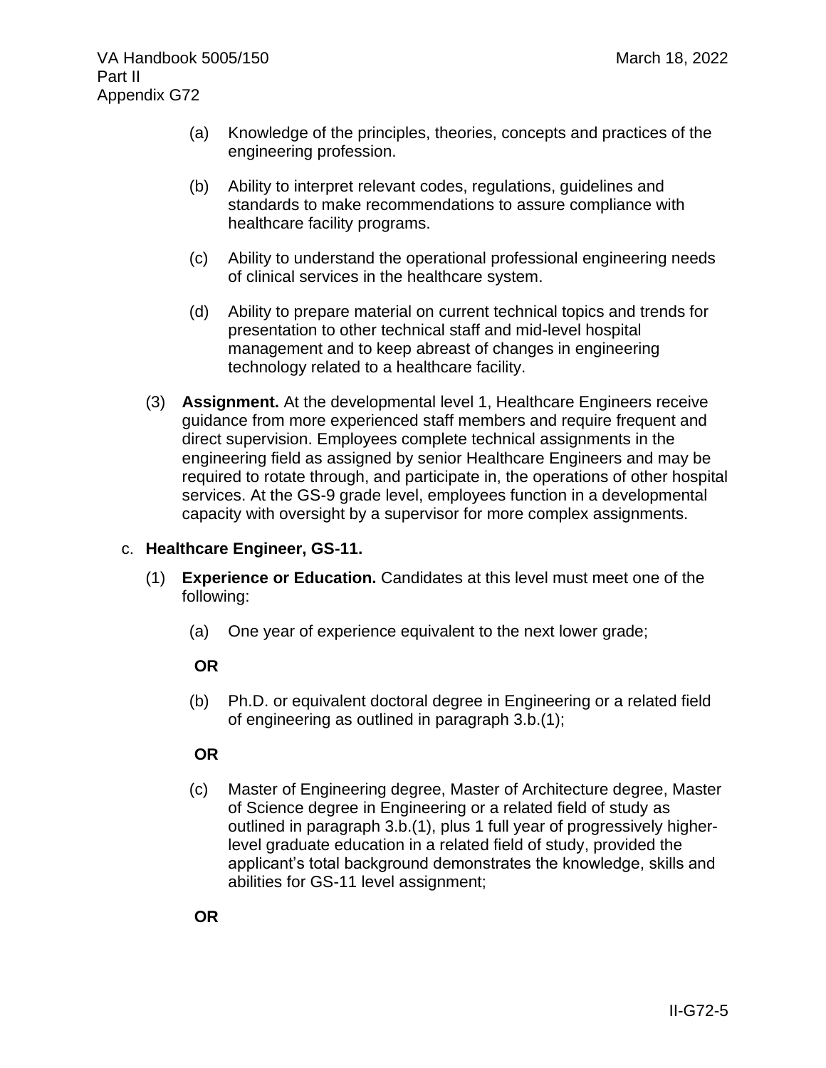(a) Knowledge of the principles, theories, concepts and practices of the engineering profession.

(b) Ability to interpret relevant codes, regulations, guidelines and standards to make recommendations to assure compliance with healthcare facility programs.

(c) Ability to understand the operational professional engineering needs of clinical services in the healthcare system.

(d) Ability to prepare material on current technical topics and trends for presentation to other technical staff and mid-level hospital management and to keep abreast of changes in engineering technology related to a healthcare facility.

(3) **Assignment.** At the developmental level 1, Healthcare Engineers receive guidance from more experienced staff members and require frequent and direct supervision. Employees complete technical assignments in the engineering field as assigned by senior Healthcare Engineers and may be required to rotate through, and participate in, the operations of other hospital services. At the GS-9 grade level, employees function in a developmental capacity with oversight by a supervisor for more complex assignments.

c. **Healthcare Engineer, GS-11.**

(1) **Experience or Education.** Candidates at this level must meet one of the following:

(a) One year of experience equivalent to the next lower grade;

**OR**

(b) Ph.D. or equivalent doctoral degree in Engineering or a related field of engineering as outlined in paragraph 3.b.(1);

**OR**

(c) Master of Engineering degree, Master of Architecture degree, Master of Science degree in Engineering or a related field of study as outlined in paragraph 3.b.(1), plus 1 full year of progressively higher-level graduate education in a related field of study, provided the applicant's total background demonstrates the knowledge, skills and abilities for GS-11 level assignment;

**OR**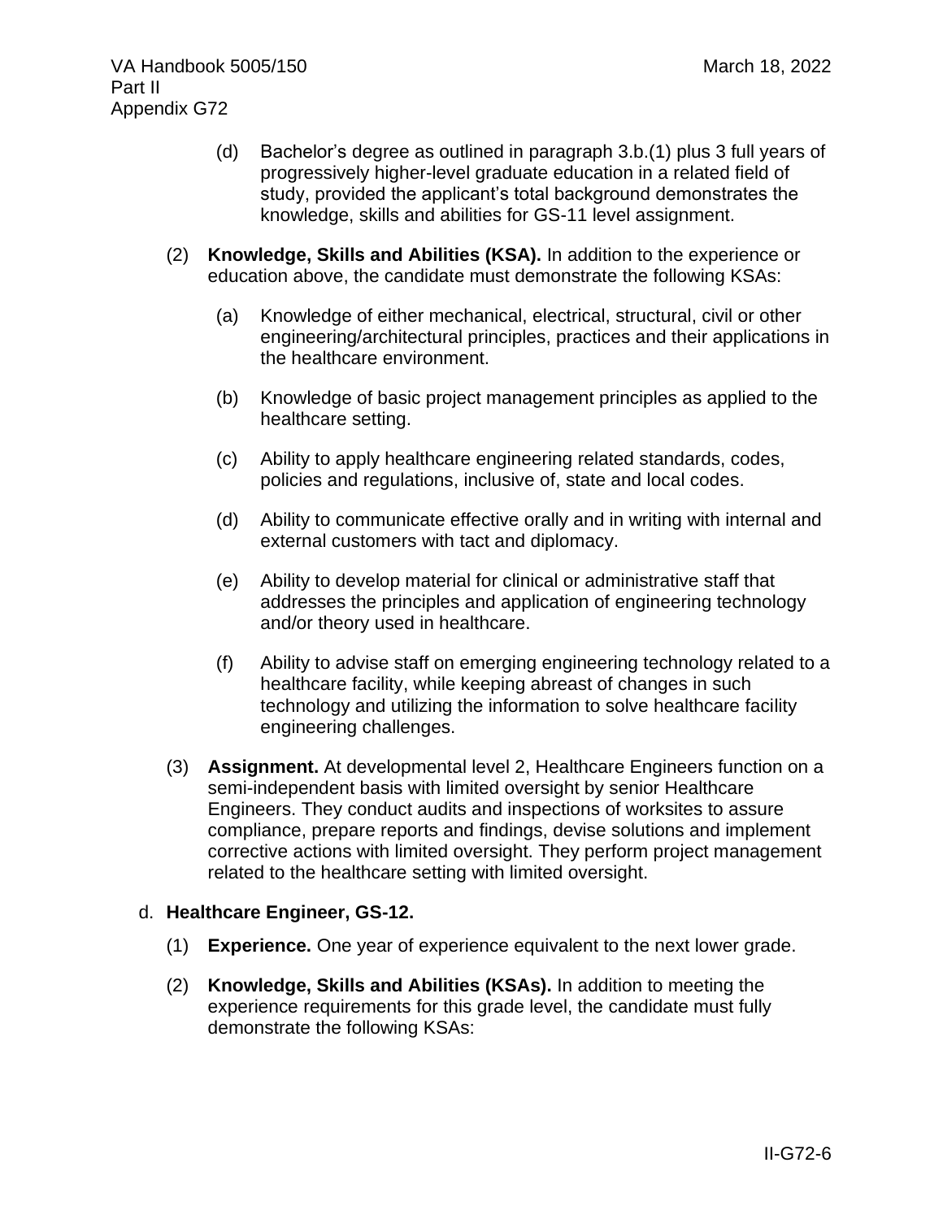(d) Bachelor's degree as outlined in paragraph 3.b.(1) plus 3 full years of progressively higher-level graduate education in a related field of study, provided the applicant's total background demonstrates the knowledge, skills and abilities for GS-11 level assignment.

(2) **Knowledge, Skills and Abilities (KSA).** In addition to the experience or education above, the candidate must demonstrate the following KSAs:

(a) Knowledge of either mechanical, electrical, structural, civil or other engineering/architectural principles, practices and their applications in the healthcare environment.

(b) Knowledge of basic project management principles as applied to the healthcare setting.

(c) Ability to apply healthcare engineering related standards, codes, policies and regulations, inclusive of, state and local codes.

(d) Ability to communicate effective orally and in writing with internal and external customers with tact and diplomacy.

(e) Ability to develop material for clinical or administrative staff that addresses the principles and application of engineering technology and/or theory used in healthcare.

(f) Ability to advise staff on emerging engineering technology related to a healthcare facility, while keeping abreast of changes in such technology and utilizing the information to solve healthcare facility engineering challenges.

(3) **Assignment.** At developmental level 2, Healthcare Engineers function on a semi-independent basis with limited oversight by senior Healthcare Engineers. They conduct audits and inspections of worksites to assure compliance, prepare reports and findings, devise solutions and implement corrective actions with limited oversight. They perform project management related to the healthcare setting with limited oversight.

d. **Healthcare Engineer, GS-12.**

(1) **Experience.** One year of experience equivalent to the next lower grade.

(2) **Knowledge, Skills and Abilities (KSAs).** In addition to meeting the experience requirements for this grade level, the candidate must fully demonstrate the following KSAs: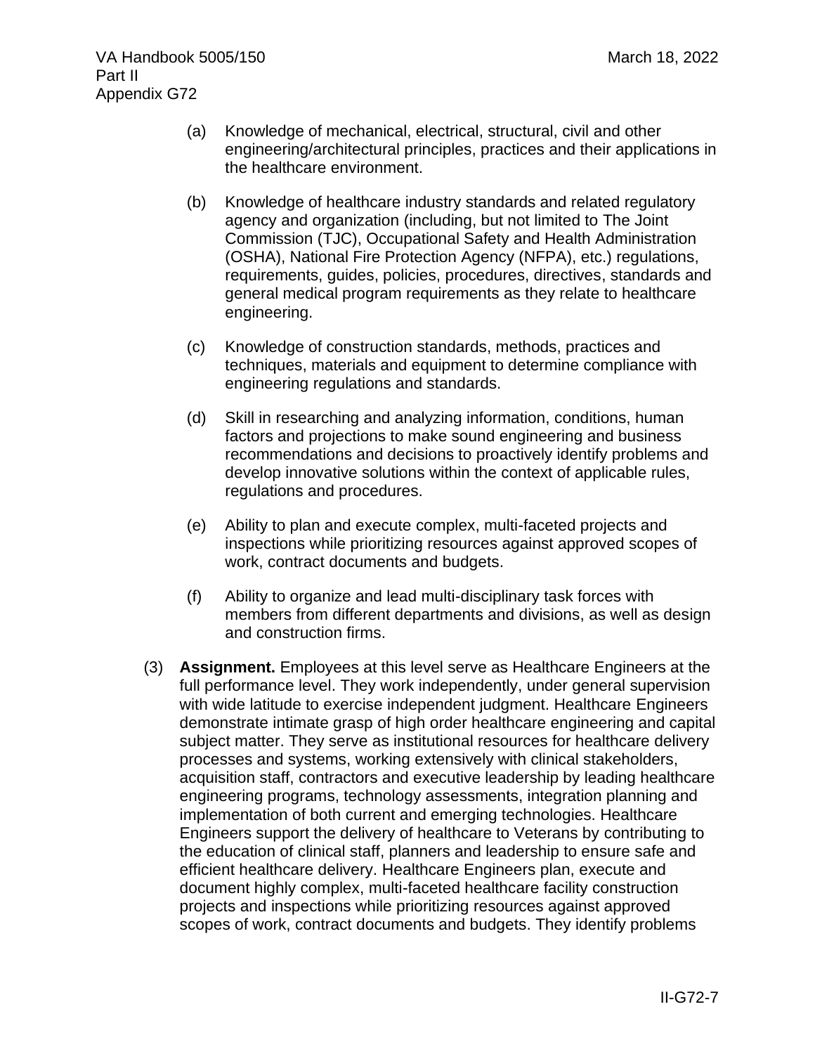(a) Knowledge of mechanical, electrical, structural, civil and other engineering/architectural principles, practices and their applications in the healthcare environment.

(b) Knowledge of healthcare industry standards and related regulatory agency and organization (including, but not limited to The Joint Commission (TJC), Occupational Safety and Health Administration (OSHA), National Fire Protection Agency (NFPA), etc.) regulations, requirements, guides, policies, procedures, directives, standards and general medical program requirements as they relate to healthcare engineering.

(c) Knowledge of construction standards, methods, practices and techniques, materials and equipment to determine compliance with engineering regulations and standards.

(d) Skill in researching and analyzing information, conditions, human factors and projections to make sound engineering and business recommendations and decisions to proactively identify problems and develop innovative solutions within the context of applicable rules, regulations and procedures.

(e) Ability to plan and execute complex, multi-faceted projects and inspections while prioritizing resources against approved scopes of work, contract documents and budgets.

(f) Ability to organize and lead multi-disciplinary task forces with members from different departments and divisions, as well as design and construction firms.

(3) **Assignment.** Employees at this level serve as Healthcare Engineers at the full performance level. They work independently, under general supervision with wide latitude to exercise independent judgment. Healthcare Engineers demonstrate intimate grasp of high order healthcare engineering and capital subject matter. They serve as institutional resources for healthcare delivery processes and systems, working extensively with clinical stakeholders, acquisition staff, contractors and executive leadership by leading healthcare engineering programs, technology assessments, integration planning and implementation of both current and emerging technologies. Healthcare Engineers support the delivery of healthcare to Veterans by contributing to the education of clinical staff, planners and leadership to ensure safe and efficient healthcare delivery. Healthcare Engineers plan, execute and document highly complex, multi-faceted healthcare facility construction projects and inspections while prioritizing resources against approved scopes of work, contract documents and budgets. They identify problems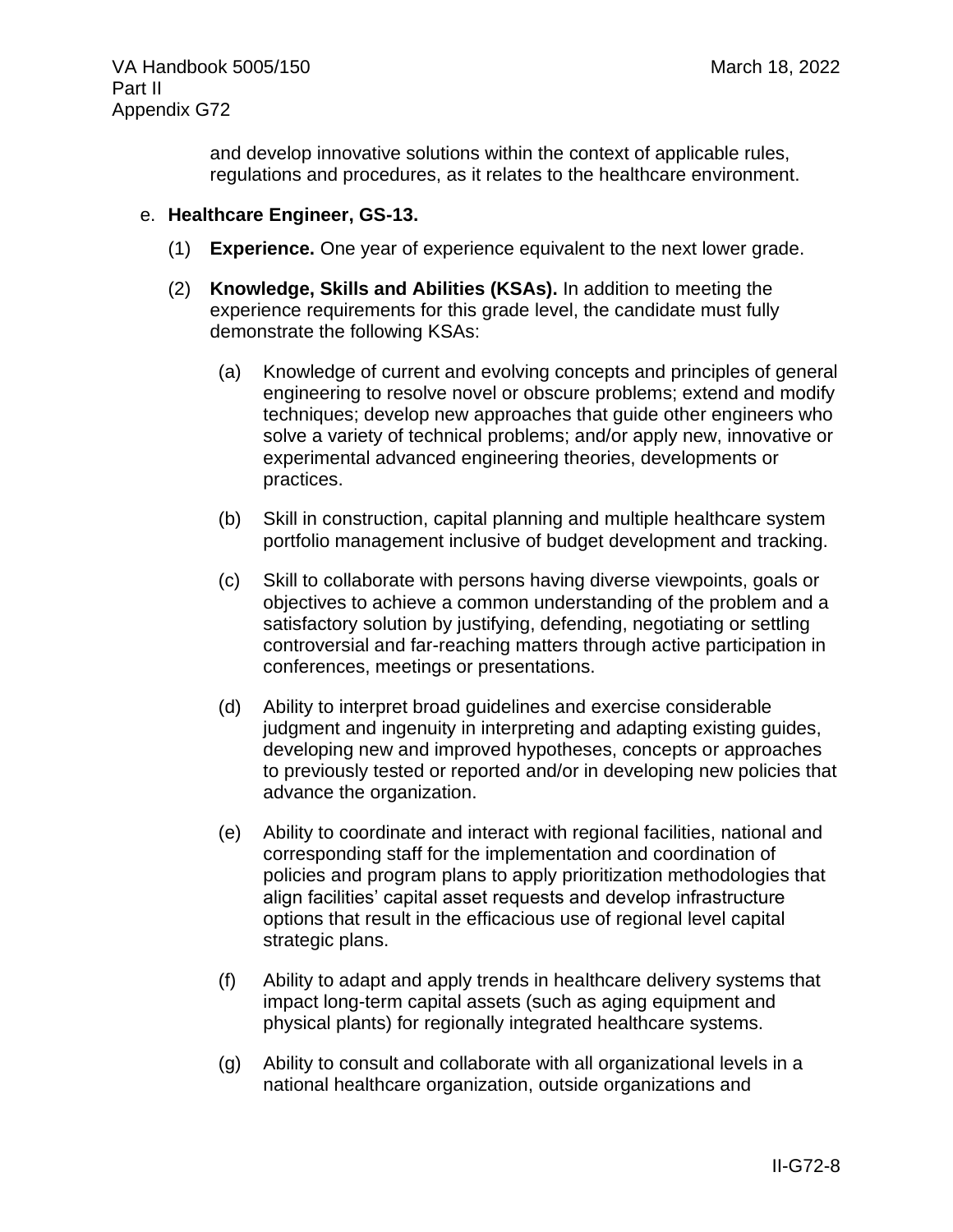and develop innovative solutions within the context of applicable rules, regulations and procedures, as it relates to the healthcare environment.

e. **Healthcare Engineer, GS-13.**

(1) **Experience.** One year of experience equivalent to the next lower grade.

(2) **Knowledge, Skills and Abilities (KSAs).** In addition to meeting the experience requirements for this grade level, the candidate must fully demonstrate the following KSAs:

(a) Knowledge of current and evolving concepts and principles of general engineering to resolve novel or obscure problems; extend and modify techniques; develop new approaches that guide other engineers who solve a variety of technical problems; and/or apply new, innovative or experimental advanced engineering theories, developments or practices.

(b) Skill in construction, capital planning and multiple healthcare system portfolio management inclusive of budget development and tracking.

(c) Skill to collaborate with persons having diverse viewpoints, goals or objectives to achieve a common understanding of the problem and a satisfactory solution by justifying, defending, negotiating or settling controversial and far-reaching matters through active participation in conferences, meetings or presentations.

(d) Ability to interpret broad guidelines and exercise considerable judgment and ingenuity in interpreting and adapting existing guides, developing new and improved hypotheses, concepts or approaches to previously tested or reported and/or in developing new policies that advance the organization.

(e) Ability to coordinate and interact with regional facilities, national and corresponding staff for the implementation and coordination of policies and program plans to apply prioritization methodologies that align facilities' capital asset requests and develop infrastructure options that result in the efficacious use of regional level capital strategic plans.

(f) Ability to adapt and apply trends in healthcare delivery systems that impact long-term capital assets (such as aging equipment and physical plants) for regionally integrated healthcare systems.

(g) Ability to consult and collaborate with all organizational levels in a national healthcare organization, outside organizations and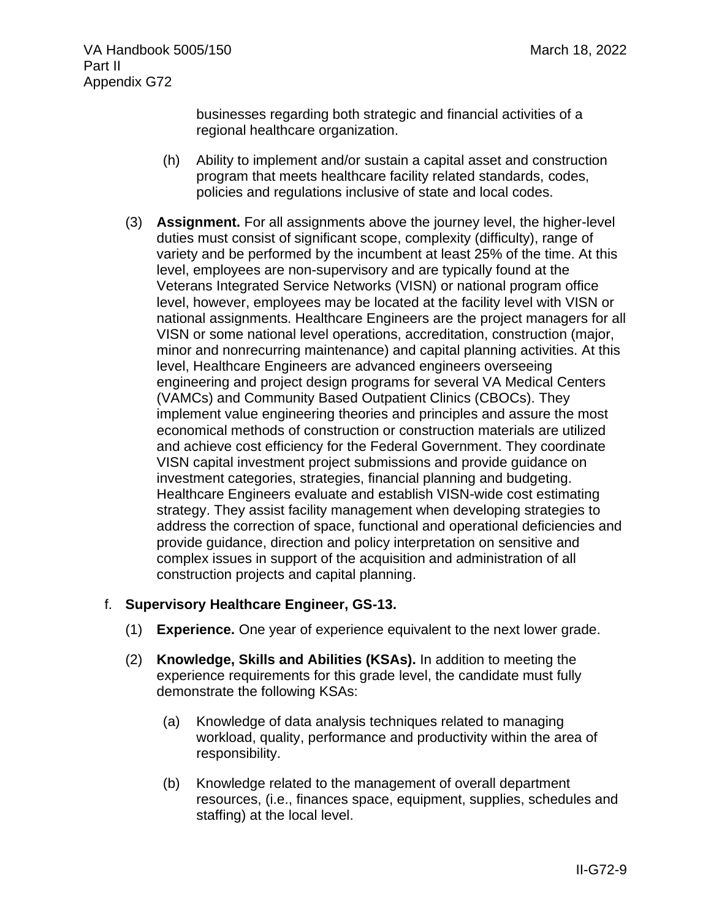businesses regarding both strategic and financial activities of a regional healthcare organization.

(h) Ability to implement and/or sustain a capital asset and construction program that meets healthcare facility related standards, codes, policies and regulations inclusive of state and local codes.

(3) **Assignment.** For all assignments above the journey level, the higher-level duties must consist of significant scope, complexity (difficulty), range of variety and be performed by the incumbent at least 25% of the time. At this level, employees are non-supervisory and are typically found at the Veterans Integrated Service Networks (VISN) or national program office level, however, employees may be located at the facility level with VISN or national assignments. Healthcare Engineers are the project managers for all VISN or some national level operations, accreditation, construction (major, minor and nonrecurring maintenance) and capital planning activities. At this level, Healthcare Engineers are advanced engineers overseeing engineering and project design programs for several VA Medical Centers (VAMCs) and Community Based Outpatient Clinics (CBOCs). They implement value engineering theories and principles and assure the most economical methods of construction or construction materials are utilized and achieve cost efficiency for the Federal Government. They coordinate VISN capital investment project submissions and provide guidance on investment categories, strategies, financial planning and budgeting. Healthcare Engineers evaluate and establish VISN-wide cost estimating strategy. They assist facility management when developing strategies to address the correction of space, functional and operational deficiencies and provide guidance, direction and policy interpretation on sensitive and complex issues in support of the acquisition and administration of all construction projects and capital planning.

f. **Supervisory Healthcare Engineer, GS-13.**

(1) **Experience.** One year of experience equivalent to the next lower grade.

(2) **Knowledge, Skills and Abilities (KSAs).** In addition to meeting the experience requirements for this grade level, the candidate must fully demonstrate the following KSAs:

(a) Knowledge of data analysis techniques related to managing workload, quality, performance and productivity within the area of responsibility.

(b) Knowledge related to the management of overall department resources, (i.e., finances space, equipment, supplies, schedules and staffing) at the local level.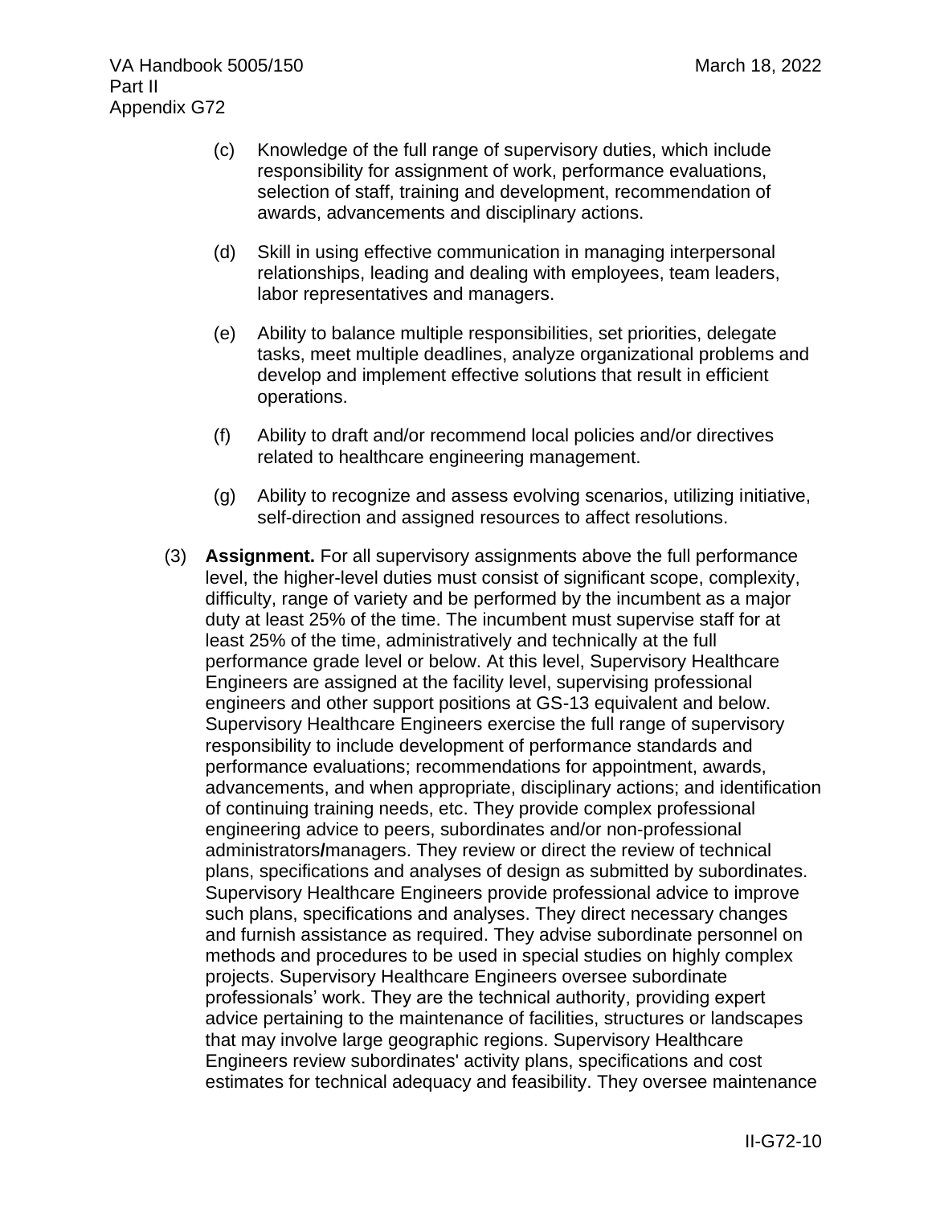(c) Knowledge of the full range of supervisory duties, which include responsibility for assignment of work, performance evaluations, selection of staff, training and development, recommendation of awards, advancements and disciplinary actions.

(d) Skill in using effective communication in managing interpersonal relationships, leading and dealing with employees, team leaders, labor representatives and managers.

(e) Ability to balance multiple responsibilities, set priorities, delegate tasks, meet multiple deadlines, analyze organizational problems and develop and implement effective solutions that result in efficient operations.

(f) Ability to draft and/or recommend local policies and/or directives related to healthcare engineering management.

(g) Ability to recognize and assess evolving scenarios, utilizing initiative, self-direction and assigned resources to affect resolutions.

(3) **Assignment.** For all supervisory assignments above the full performance level, the higher-level duties must consist of significant scope, complexity, difficulty, range of variety and be performed by the incumbent as a major duty at least 25% of the time. The incumbent must supervise staff for at least 25% of the time, administratively and technically at the full performance grade level or below. At this level, Supervisory Healthcare Engineers are assigned at the facility level, supervising professional engineers and other support positions at GS-13 equivalent and below. Supervisory Healthcare Engineers exercise the full range of supervisory responsibility to include development of performance standards and performance evaluations; recommendations for appointment, awards, advancements, and when appropriate, disciplinary actions; and identification of continuing training needs, etc. They provide complex professional engineering advice to peers, subordinates and/or non-professional administrators/managers. They review or direct the review of technical plans, specifications and analyses of design as submitted by subordinates. Supervisory Healthcare Engineers provide professional advice to improve such plans, specifications and analyses. They direct necessary changes and furnish assistance as required. They advise subordinate personnel on methods and procedures to be used in special studies on highly complex projects. Supervisory Healthcare Engineers oversee subordinate professionals' work. They are the technical authority, providing expert advice pertaining to the maintenance of facilities, structures or landscapes that may involve large geographic regions. Supervisory Healthcare Engineers review subordinates' activity plans, specifications and cost estimates for technical adequacy and feasibility. They oversee maintenance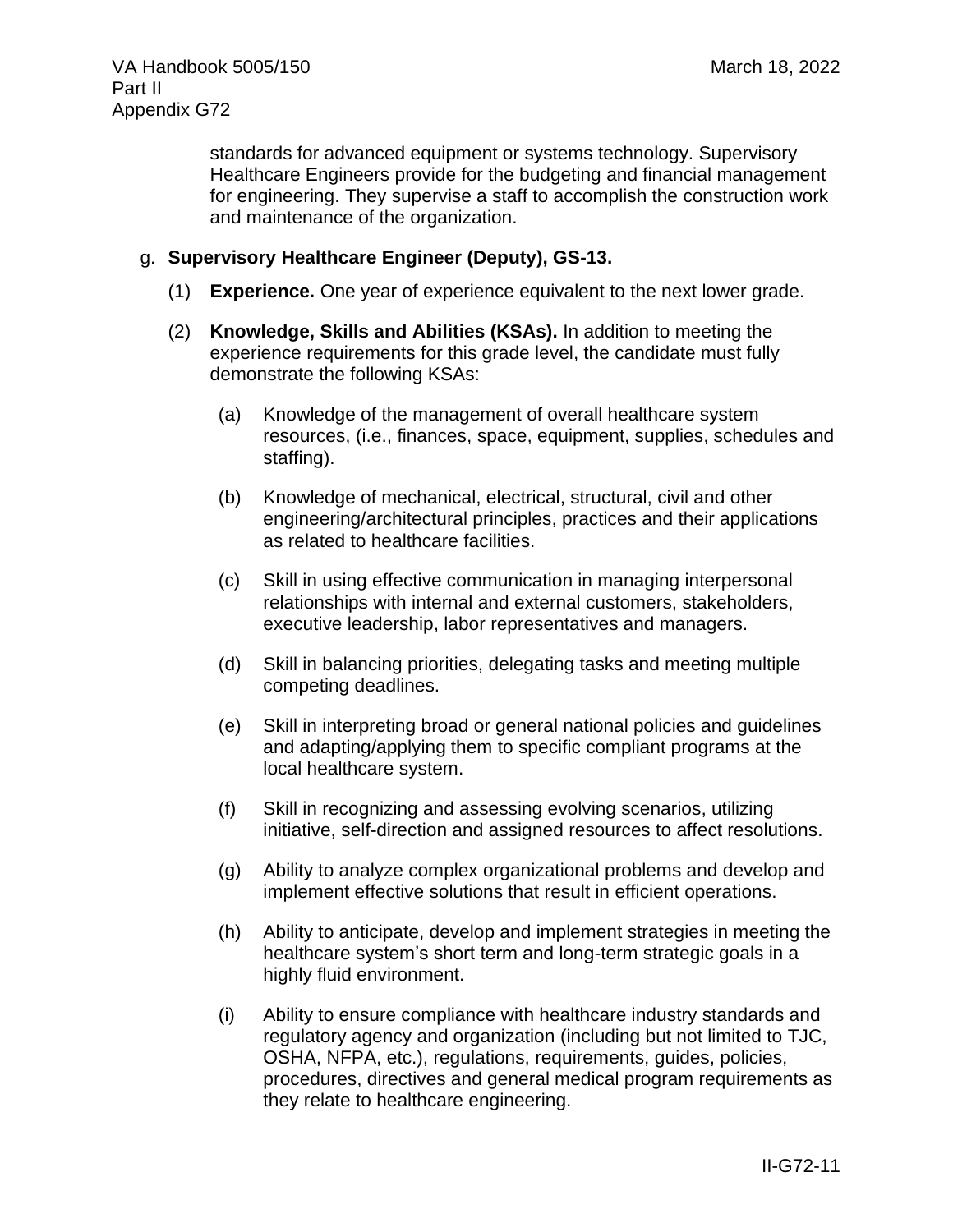standards for advanced equipment or systems technology. Supervisory Healthcare Engineers provide for the budgeting and financial management for engineering. They supervise a staff to accomplish the construction work and maintenance of the organization.

g. **Supervisory Healthcare Engineer (Deputy), GS-13.**

(1) **Experience.** One year of experience equivalent to the next lower grade.

(2) **Knowledge, Skills and Abilities (KSAs).** In addition to meeting the experience requirements for this grade level, the candidate must fully demonstrate the following KSAs:

(a) Knowledge of the management of overall healthcare system resources, (i.e., finances, space, equipment, supplies, schedules and staffing).

(b) Knowledge of mechanical, electrical, structural, civil and other engineering/architectural principles, practices and their applications as related to healthcare facilities.

(c) Skill in using effective communication in managing interpersonal relationships with internal and external customers, stakeholders, executive leadership, labor representatives and managers.

(d) Skill in balancing priorities, delegating tasks and meeting multiple competing deadlines.

(e) Skill in interpreting broad or general national policies and guidelines and adapting/applying them to specific compliant programs at the local healthcare system.

(f) Skill in recognizing and assessing evolving scenarios, utilizing initiative, self-direction and assigned resources to affect resolutions.

(g) Ability to analyze complex organizational problems and develop and implement effective solutions that result in efficient operations.

(h) Ability to anticipate, develop and implement strategies in meeting the healthcare system's short term and long-term strategic goals in a highly fluid environment.

(i) Ability to ensure compliance with healthcare industry standards and regulatory agency and organization (including but not limited to TJC, OSHA, NFPA, etc.), regulations, requirements, guides, policies, procedures, directives and general medical program requirements as they relate to healthcare engineering.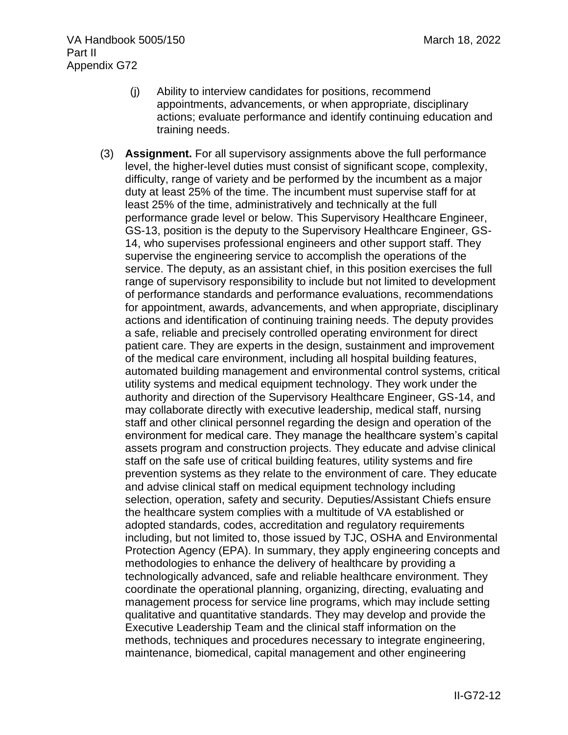(j) Ability to interview candidates for positions, recommend appointments, advancements, or when appropriate, disciplinary actions; evaluate performance and identify continuing education and training needs.

(3) **Assignment.** For all supervisory assignments above the full performance level, the higher-level duties must consist of significant scope, complexity, difficulty, range of variety and be performed by the incumbent as a major duty at least 25% of the time. The incumbent must supervise staff for at least 25% of the time, administratively and technically at the full performance grade level or below. This Supervisory Healthcare Engineer, GS-13, position is the deputy to the Supervisory Healthcare Engineer, GS-14, who supervises professional engineers and other support staff. They supervise the engineering service to accomplish the operations of the service. The deputy, as an assistant chief, in this position exercises the full range of supervisory responsibility to include but not limited to development of performance standards and performance evaluations, recommendations for appointment, awards, advancements, and when appropriate, disciplinary actions and identification of continuing training needs. The deputy provides a safe, reliable and precisely controlled operating environment for direct patient care. They are experts in the design, sustainment and improvement of the medical care environment, including all hospital building features, automated building management and environmental control systems, critical utility systems and medical equipment technology. They work under the authority and direction of the Supervisory Healthcare Engineer, GS-14, and may collaborate directly with executive leadership, medical staff, nursing staff and other clinical personnel regarding the design and operation of the environment for medical care. They manage the healthcare system's capital assets program and construction projects. They educate and advise clinical staff on the safe use of critical building features, utility systems and fire prevention systems as they relate to the environment of care. They educate and advise clinical staff on medical equipment technology including selection, operation, safety and security. Deputies/Assistant Chiefs ensure the healthcare system complies with a multitude of VA established or adopted standards, codes, accreditation and regulatory requirements including, but not limited to, those issued by TJC, OSHA and Environmental Protection Agency (EPA). In summary, they apply engineering concepts and methodologies to enhance the delivery of healthcare by providing a technologically advanced, safe and reliable healthcare environment. They coordinate the operational planning, organizing, directing, evaluating and management process for service line programs, which may include setting qualitative and quantitative standards. They may develop and provide the Executive Leadership Team and the clinical staff information on the methods, techniques and procedures necessary to integrate engineering, maintenance, biomedical, capital management and other engineering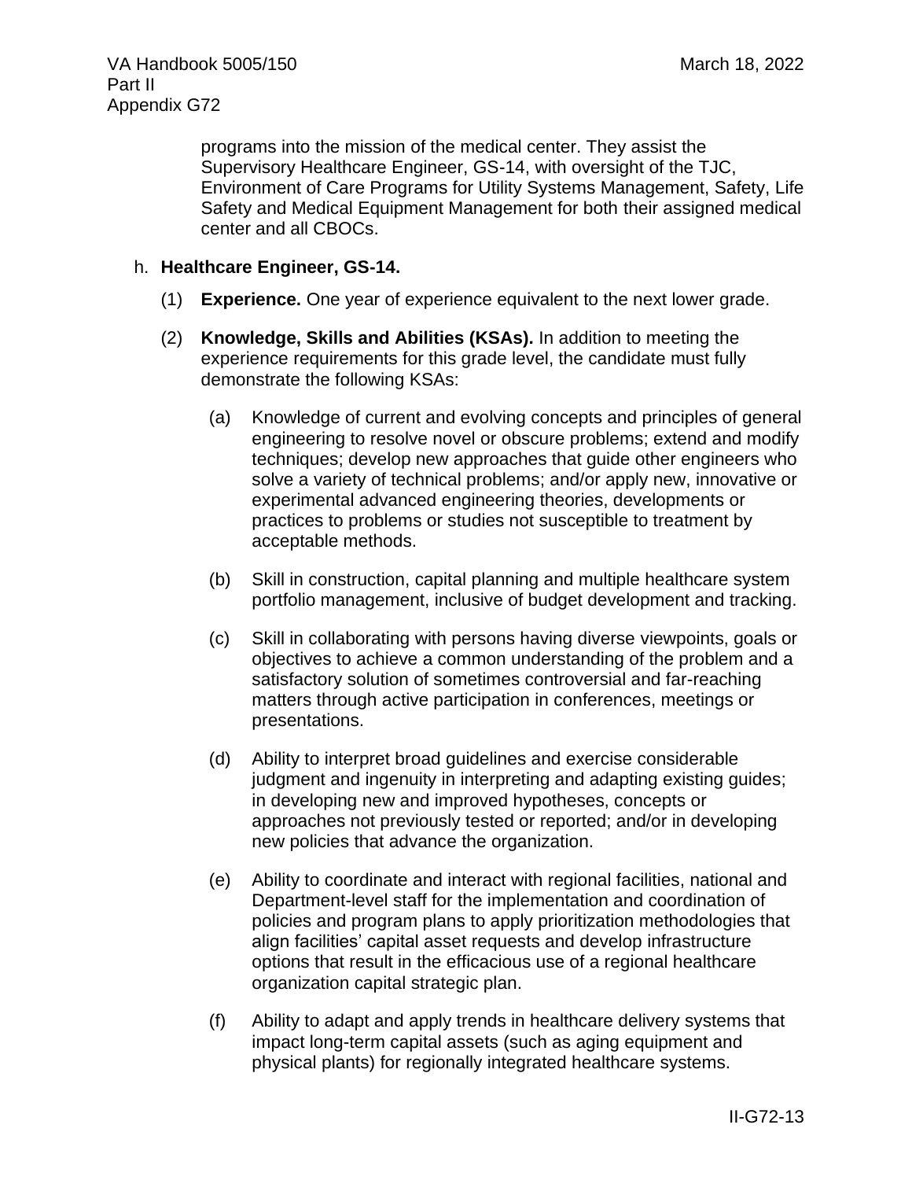programs into the mission of the medical center. They assist the Supervisory Healthcare Engineer, GS-14, with oversight of the TJC, Environment of Care Programs for Utility Systems Management, Safety, Life Safety and Medical Equipment Management for both their assigned medical center and all CBOCs.

h. **Healthcare Engineer, GS-14.**

(1) **Experience.** One year of experience equivalent to the next lower grade.

(2) **Knowledge, Skills and Abilities (KSAs).** In addition to meeting the experience requirements for this grade level, the candidate must fully demonstrate the following KSAs:

(a) Knowledge of current and evolving concepts and principles of general engineering to resolve novel or obscure problems; extend and modify techniques; develop new approaches that guide other engineers who solve a variety of technical problems; and/or apply new, innovative or experimental advanced engineering theories, developments or practices to problems or studies not susceptible to treatment by acceptable methods.

(b) Skill in construction, capital planning and multiple healthcare system portfolio management, inclusive of budget development and tracking.

(c) Skill in collaborating with persons having diverse viewpoints, goals or objectives to achieve a common understanding of the problem and a satisfactory solution of sometimes controversial and far-reaching matters through active participation in conferences, meetings or presentations.

(d) Ability to interpret broad guidelines and exercise considerable judgment and ingenuity in interpreting and adapting existing guides; in developing new and improved hypotheses, concepts or approaches not previously tested or reported; and/or in developing new policies that advance the organization.

(e) Ability to coordinate and interact with regional facilities, national and Department-level staff for the implementation and coordination of policies and program plans to apply prioritization methodologies that align facilities' capital asset requests and develop infrastructure options that result in the efficacious use of a regional healthcare organization capital strategic plan.

(f) Ability to adapt and apply trends in healthcare delivery systems that impact long-term capital assets (such as aging equipment and physical plants) for regionally integrated healthcare systems.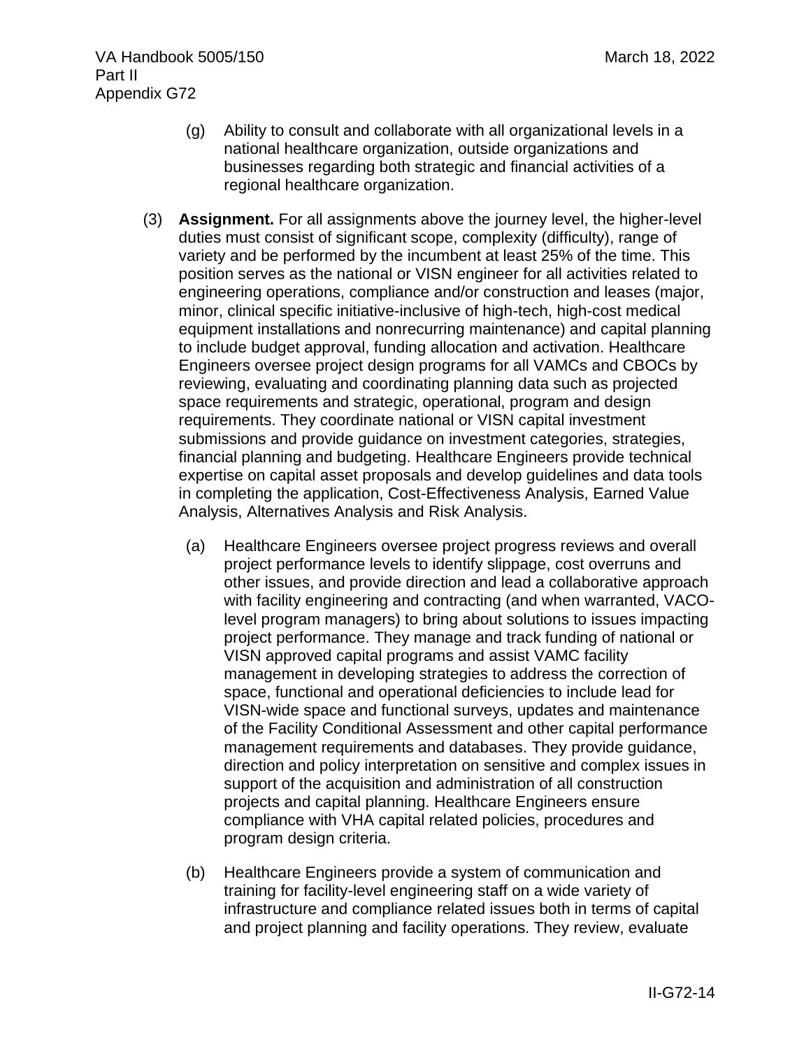(g) Ability to consult and collaborate with all organizational levels in a national healthcare organization, outside organizations and businesses regarding both strategic and financial activities of a regional healthcare organization.

(3) **Assignment.** For all assignments above the journey level, the higher-level duties must consist of significant scope, complexity (difficulty), range of variety and be performed by the incumbent at least 25% of the time. This position serves as the national or VISN engineer for all activities related to engineering operations, compliance and/or construction and leases (major, minor, clinical specific initiative-inclusive of high-tech, high-cost medical equipment installations and nonrecurring maintenance) and capital planning to include budget approval, funding allocation and activation. Healthcare Engineers oversee project design programs for all VAMCs and CBOCs by reviewing, evaluating and coordinating planning data such as projected space requirements and strategic, operational, program and design requirements. They coordinate national or VISN capital investment submissions and provide guidance on investment categories, strategies, financial planning and budgeting. Healthcare Engineers provide technical expertise on capital asset proposals and develop guidelines and data tools in completing the application, Cost-Effectiveness Analysis, Earned Value Analysis, Alternatives Analysis and Risk Analysis.

(a) Healthcare Engineers oversee project progress reviews and overall project performance levels to identify slippage, cost overruns and other issues, and provide direction and lead a collaborative approach with facility engineering and contracting (and when warranted, VACO-level program managers) to bring about solutions to issues impacting project performance. They manage and track funding of national or VISN approved capital programs and assist VAMC facility management in developing strategies to address the correction of space, functional and operational deficiencies to include lead for VISN-wide space and functional surveys, updates and maintenance of the Facility Conditional Assessment and other capital performance management requirements and databases. They provide guidance, direction and policy interpretation on sensitive and complex issues in support of the acquisition and administration of all construction projects and capital planning. Healthcare Engineers ensure compliance with VHA capital related policies, procedures and program design criteria.

(b) Healthcare Engineers provide a system of communication and training for facility-level engineering staff on a wide variety of infrastructure and compliance related issues both in terms of capital and project planning and facility operations. They review, evaluate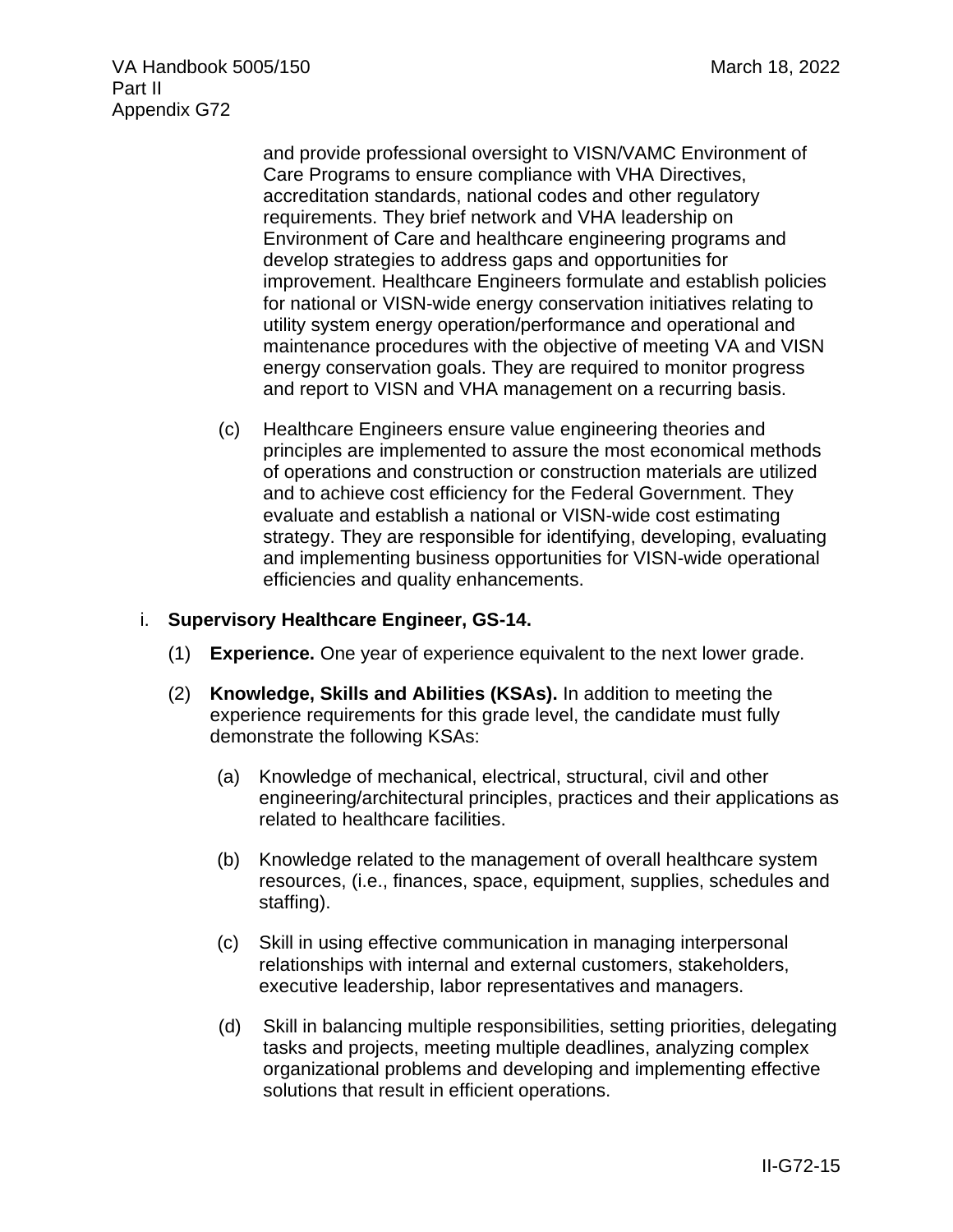and provide professional oversight to VISN/VAMC Environment of Care Programs to ensure compliance with VHA Directives, accreditation standards, national codes and other regulatory requirements. They brief network and VHA leadership on Environment of Care and healthcare engineering programs and develop strategies to address gaps and opportunities for improvement. Healthcare Engineers formulate and establish policies for national or VISN-wide energy conservation initiatives relating to utility system energy operation/performance and operational and maintenance procedures with the objective of meeting VA and VISN energy conservation goals. They are required to monitor progress and report to VISN and VHA management on a recurring basis.

(c) Healthcare Engineers ensure value engineering theories and principles are implemented to assure the most economical methods of operations and construction or construction materials are utilized and to achieve cost efficiency for the Federal Government. They evaluate and establish a national or VISN-wide cost estimating strategy. They are responsible for identifying, developing, evaluating and implementing business opportunities for VISN-wide operational efficiencies and quality enhancements.

i. **Supervisory Healthcare Engineer, GS-14.**

(1) **Experience.** One year of experience equivalent to the next lower grade.

(2) **Knowledge, Skills and Abilities (KSAs).** In addition to meeting the experience requirements for this grade level, the candidate must fully demonstrate the following KSAs:

(a) Knowledge of mechanical, electrical, structural, civil and other engineering/architectural principles, practices and their applications as related to healthcare facilities.

(b) Knowledge related to the management of overall healthcare system resources, (i.e., finances, space, equipment, supplies, schedules and staffing).

(c) Skill in using effective communication in managing interpersonal relationships with internal and external customers, stakeholders, executive leadership, labor representatives and managers.

(d) Skill in balancing multiple responsibilities, setting priorities, delegating tasks and projects, meeting multiple deadlines, analyzing complex organizational problems and developing and implementing effective solutions that result in efficient operations.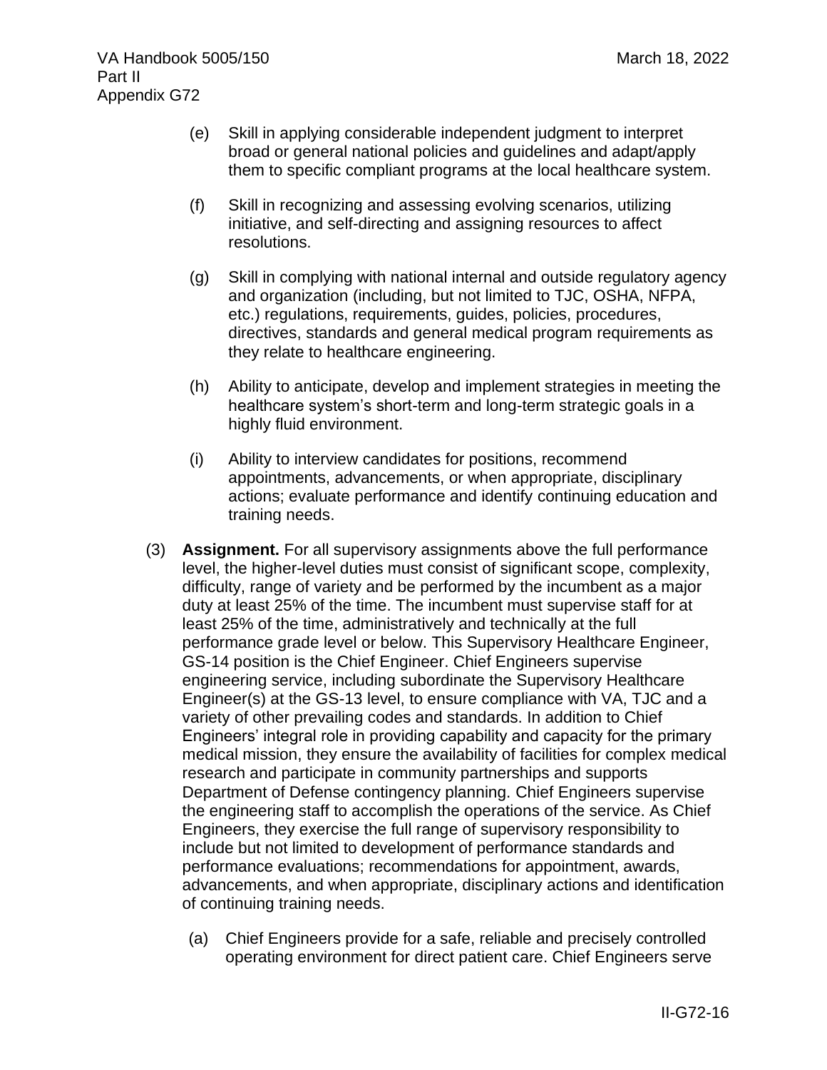(e) Skill in applying considerable independent judgment to interpret broad or general national policies and guidelines and adapt/apply them to specific compliant programs at the local healthcare system.

(f) Skill in recognizing and assessing evolving scenarios, utilizing initiative, and self-directing and assigning resources to affect resolutions.

(g) Skill in complying with national internal and outside regulatory agency and organization (including, but not limited to TJC, OSHA, NFPA, etc.) regulations, requirements, guides, policies, procedures, directives, standards and general medical program requirements as they relate to healthcare engineering.

(h) Ability to anticipate, develop and implement strategies in meeting the healthcare system's short-term and long-term strategic goals in a highly fluid environment.

(i) Ability to interview candidates for positions, recommend appointments, advancements, or when appropriate, disciplinary actions; evaluate performance and identify continuing education and training needs.

(3) **Assignment.** For all supervisory assignments above the full performance level, the higher-level duties must consist of significant scope, complexity, difficulty, range of variety and be performed by the incumbent as a major duty at least 25% of the time. The incumbent must supervise staff for at least 25% of the time, administratively and technically at the full performance grade level or below. This Supervisory Healthcare Engineer, GS-14 position is the Chief Engineer. Chief Engineers supervise engineering service, including subordinate the Supervisory Healthcare Engineer(s) at the GS-13 level, to ensure compliance with VA, TJC and a variety of other prevailing codes and standards. In addition to Chief Engineers' integral role in providing capability and capacity for the primary medical mission, they ensure the availability of facilities for complex medical research and participate in community partnerships and supports Department of Defense contingency planning. Chief Engineers supervise the engineering staff to accomplish the operations of the service. As Chief Engineers, they exercise the full range of supervisory responsibility to include but not limited to development of performance standards and performance evaluations; recommendations for appointment, awards, advancements, and when appropriate, disciplinary actions and identification of continuing training needs.

(a) Chief Engineers provide for a safe, reliable and precisely controlled operating environment for direct patient care. Chief Engineers serve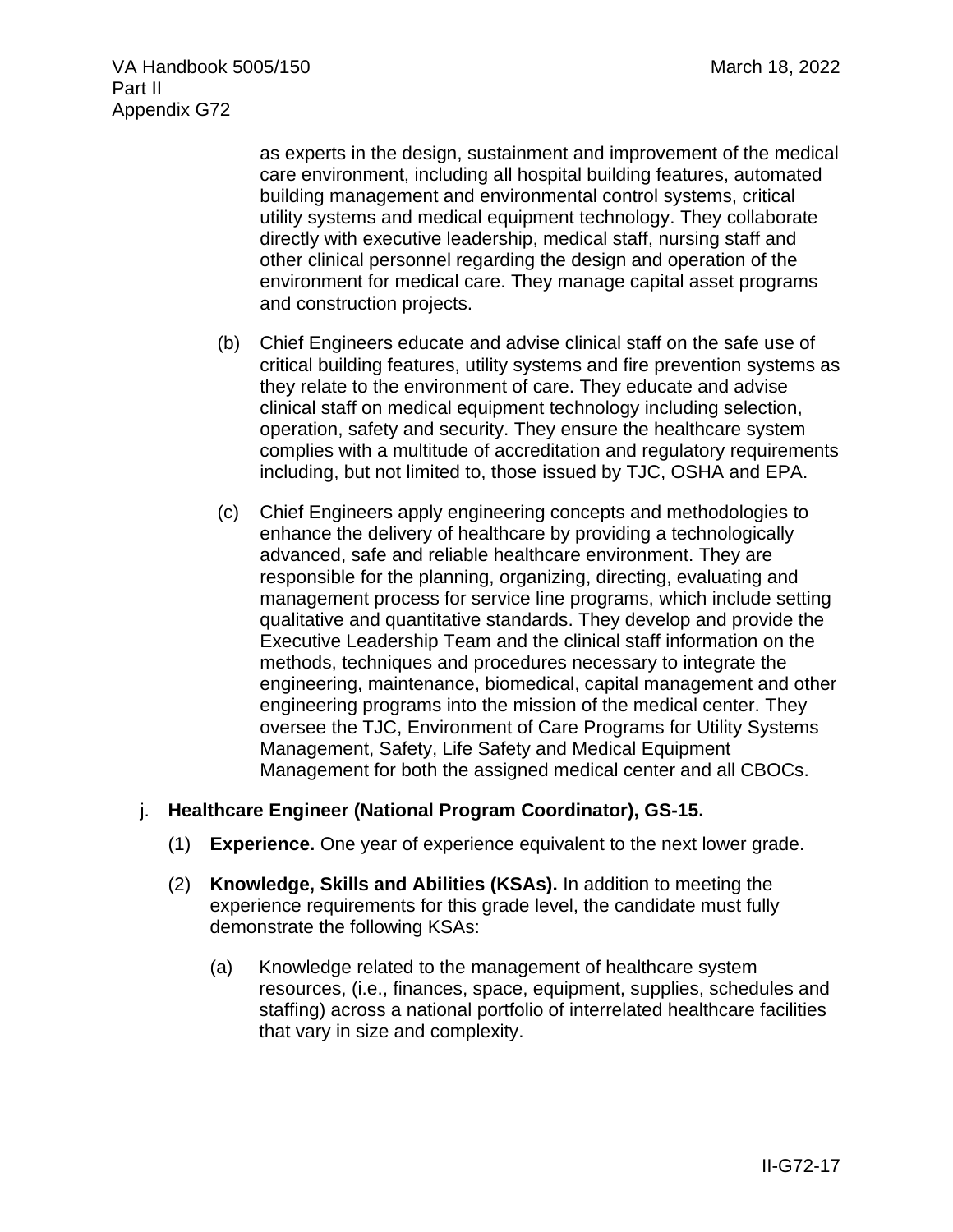as experts in the design, sustainment and improvement of the medical care environment, including all hospital building features, automated building management and environmental control systems, critical utility systems and medical equipment technology. They collaborate directly with executive leadership, medical staff, nursing staff and other clinical personnel regarding the design and operation of the environment for medical care. They manage capital asset programs and construction projects.

(b) Chief Engineers educate and advise clinical staff on the safe use of critical building features, utility systems and fire prevention systems as they relate to the environment of care. They educate and advise clinical staff on medical equipment technology including selection, operation, safety and security. They ensure the healthcare system complies with a multitude of accreditation and regulatory requirements including, but not limited to, those issued by TJC, OSHA and EPA.

(c) Chief Engineers apply engineering concepts and methodologies to enhance the delivery of healthcare by providing a technologically advanced, safe and reliable healthcare environment. They are responsible for the planning, organizing, directing, evaluating and management process for service line programs, which include setting qualitative and quantitative standards. They develop and provide the Executive Leadership Team and the clinical staff information on the methods, techniques and procedures necessary to integrate the engineering, maintenance, biomedical, capital management and other engineering programs into the mission of the medical center. They oversee the TJC, Environment of Care Programs for Utility Systems Management, Safety, Life Safety and Medical Equipment Management for both the assigned medical center and all CBOCs.

j. **Healthcare Engineer (National Program Coordinator), GS-15.**

(1) **Experience.** One year of experience equivalent to the next lower grade.

(2) **Knowledge, Skills and Abilities (KSAs).** In addition to meeting the experience requirements for this grade level, the candidate must fully demonstrate the following KSAs:

(a) Knowledge related to the management of healthcare system resources, (i.e., finances, space, equipment, supplies, schedules and staffing) across a national portfolio of interrelated healthcare facilities that vary in size and complexity.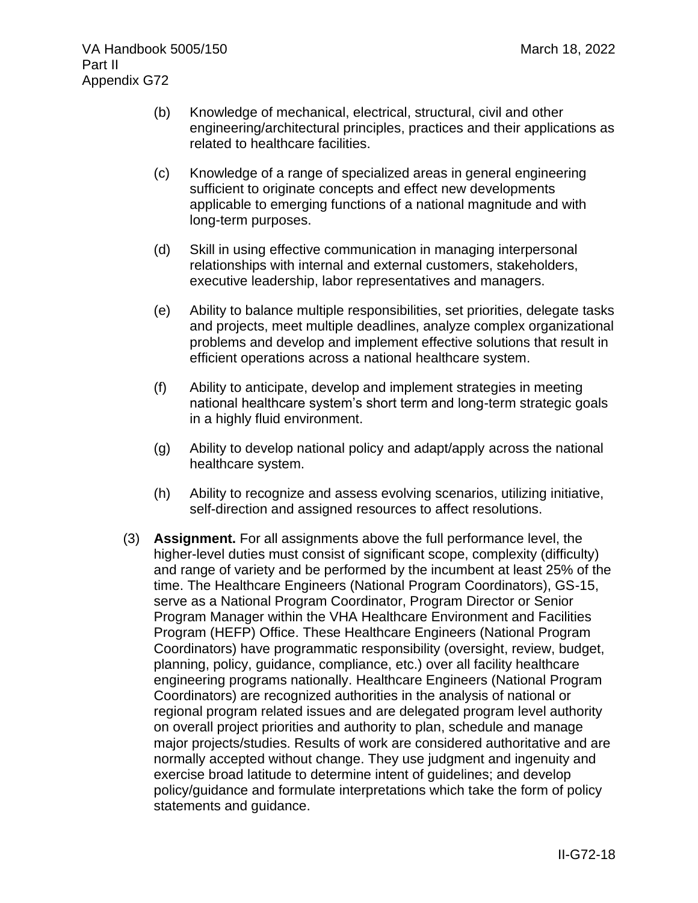(b) Knowledge of mechanical, electrical, structural, civil and other engineering/architectural principles, practices and their applications as related to healthcare facilities.

(c) Knowledge of a range of specialized areas in general engineering sufficient to originate concepts and effect new developments applicable to emerging functions of a national magnitude and with long-term purposes.

(d) Skill in using effective communication in managing interpersonal relationships with internal and external customers, stakeholders, executive leadership, labor representatives and managers.

(e) Ability to balance multiple responsibilities, set priorities, delegate tasks and projects, meet multiple deadlines, analyze complex organizational problems and develop and implement effective solutions that result in efficient operations across a national healthcare system.

(f) Ability to anticipate, develop and implement strategies in meeting national healthcare system's short term and long-term strategic goals in a highly fluid environment.

(g) Ability to develop national policy and adapt/apply across the national healthcare system.

(h) Ability to recognize and assess evolving scenarios, utilizing initiative, self-direction and assigned resources to affect resolutions.

(3) **Assignment.** For all assignments above the full performance level, the higher-level duties must consist of significant scope, complexity (difficulty) and range of variety and be performed by the incumbent at least 25% of the time. The Healthcare Engineers (National Program Coordinators), GS-15, serve as a National Program Coordinator, Program Director or Senior Program Manager within the VHA Healthcare Environment and Facilities Program (HEFP) Office. These Healthcare Engineers (National Program Coordinators) have programmatic responsibility (oversight, review, budget, planning, policy, guidance, compliance, etc.) over all facility healthcare engineering programs nationally. Healthcare Engineers (National Program Coordinators) are recognized authorities in the analysis of national or regional program related issues and are delegated program level authority on overall project priorities and authority to plan, schedule and manage major projects/studies. Results of work are considered authoritative and are normally accepted without change. They use judgment and ingenuity and exercise broad latitude to determine intent of guidelines; and develop policy/guidance and formulate interpretations which take the form of policy statements and guidance.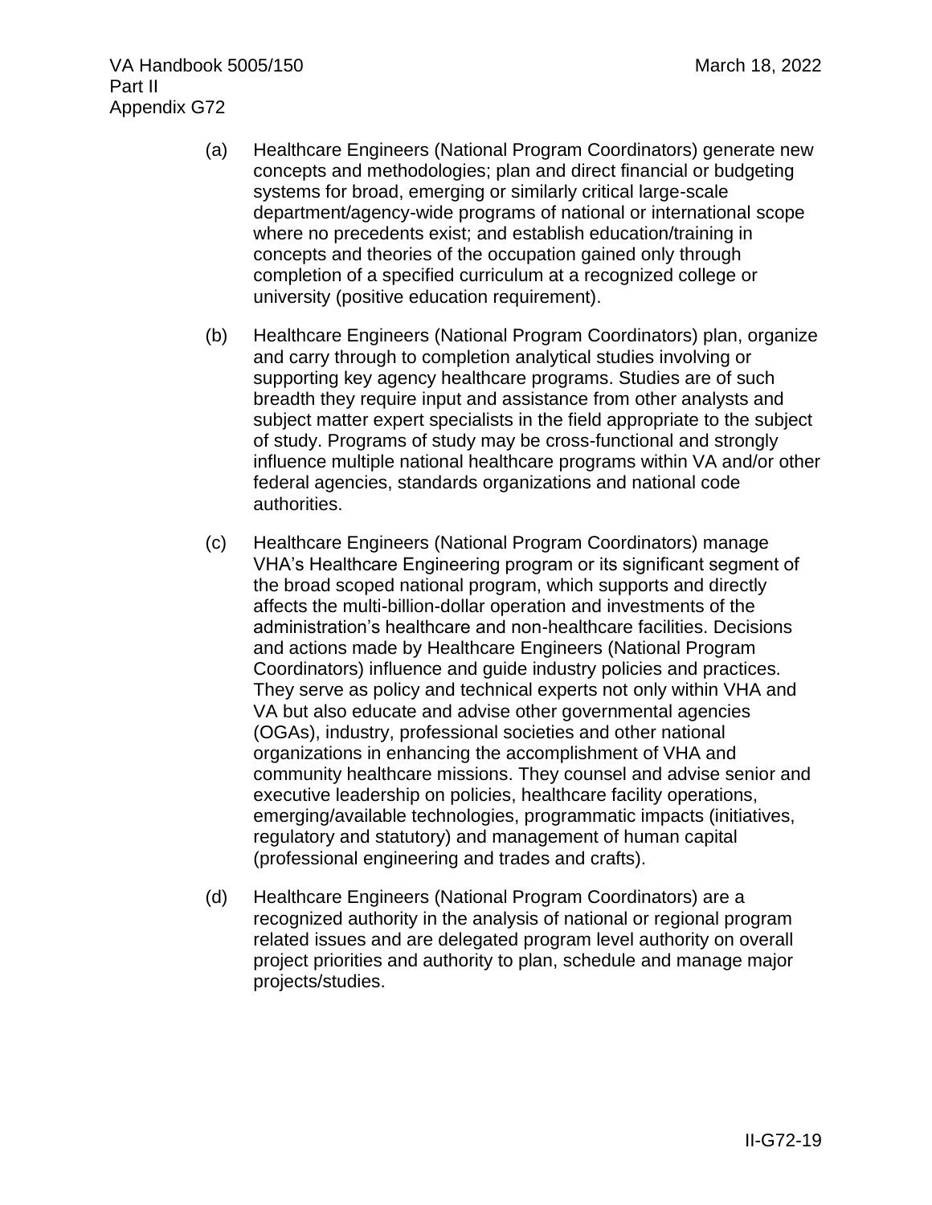(a) Healthcare Engineers (National Program Coordinators) generate new concepts and methodologies; plan and direct financial or budgeting systems for broad, emerging or similarly critical large-scale department/agency-wide programs of national or international scope where no precedents exist; and establish education/training in concepts and theories of the occupation gained only through completion of a specified curriculum at a recognized college or university (positive education requirement).

(b) Healthcare Engineers (National Program Coordinators) plan, organize and carry through to completion analytical studies involving or supporting key agency healthcare programs. Studies are of such breadth they require input and assistance from other analysts and subject matter expert specialists in the field appropriate to the subject of study. Programs of study may be cross-functional and strongly influence multiple national healthcare programs within VA and/or other federal agencies, standards organizations and national code authorities.

(c) Healthcare Engineers (National Program Coordinators) manage VHA's Healthcare Engineering program or its significant segment of the broad scoped national program, which supports and directly affects the multi-billion-dollar operation and investments of the administration's healthcare and non-healthcare facilities. Decisions and actions made by Healthcare Engineers (National Program Coordinators) influence and guide industry policies and practices. They serve as policy and technical experts not only within VHA and VA but also educate and advise other governmental agencies (OGAs), industry, professional societies and other national organizations in enhancing the accomplishment of VHA and community healthcare missions. They counsel and advise senior and executive leadership on policies, healthcare facility operations, emerging/available technologies, programmatic impacts (initiatives, regulatory and statutory) and management of human capital (professional engineering and trades and crafts).

(d) Healthcare Engineers (National Program Coordinators) are a recognized authority in the analysis of national or regional program related issues and are delegated program level authority on overall project priorities and authority to plan, schedule and manage major projects/studies.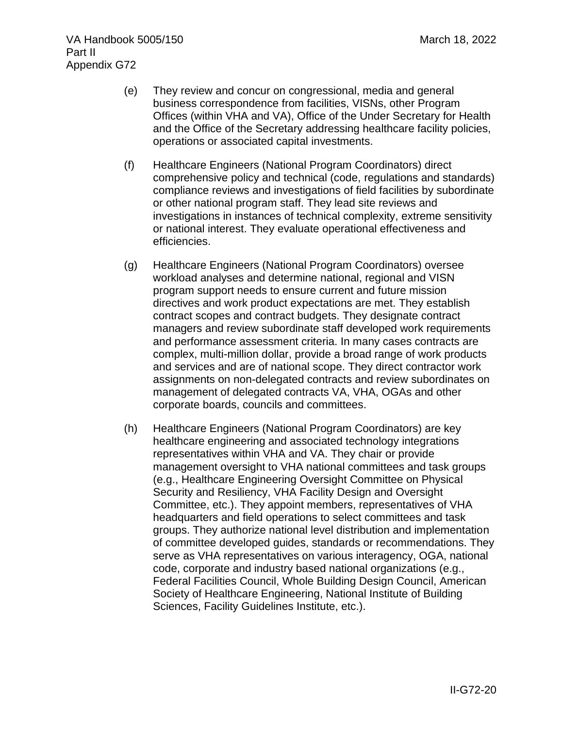(e) They review and concur on congressional, media and general business correspondence from facilities, VISNs, other Program Offices (within VHA and VA), Office of the Under Secretary for Health and the Office of the Secretary addressing healthcare facility policies, operations or associated capital investments.

(f) Healthcare Engineers (National Program Coordinators) direct comprehensive policy and technical (code, regulations and standards) compliance reviews and investigations of field facilities by subordinate or other national program staff. They lead site reviews and investigations in instances of technical complexity, extreme sensitivity or national interest. They evaluate operational effectiveness and efficiencies.

(g) Healthcare Engineers (National Program Coordinators) oversee workload analyses and determine national, regional and VISN program support needs to ensure current and future mission directives and work product expectations are met. They establish contract scopes and contract budgets. They designate contract managers and review subordinate staff developed work requirements and performance assessment criteria. In many cases contracts are complex, multi-million dollar, provide a broad range of work products and services and are of national scope. They direct contractor work assignments on non-delegated contracts and review subordinates on management of delegated contracts VA, VHA, OGAs and other corporate boards, councils and committees.

(h) Healthcare Engineers (National Program Coordinators) are key healthcare engineering and associated technology integrations representatives within VHA and VA. They chair or provide management oversight to VHA national committees and task groups (e.g., Healthcare Engineering Oversight Committee on Physical Security and Resiliency, VHA Facility Design and Oversight Committee, etc.). They appoint members, representatives of VHA headquarters and field operations to select committees and task groups. They authorize national level distribution and implementation of committee developed guides, standards or recommendations. They serve as VHA representatives on various interagency, OGA, national code, corporate and industry based national organizations (e.g., Federal Facilities Council, Whole Building Design Council, American Society of Healthcare Engineering, National Institute of Building Sciences, Facility Guidelines Institute, etc.).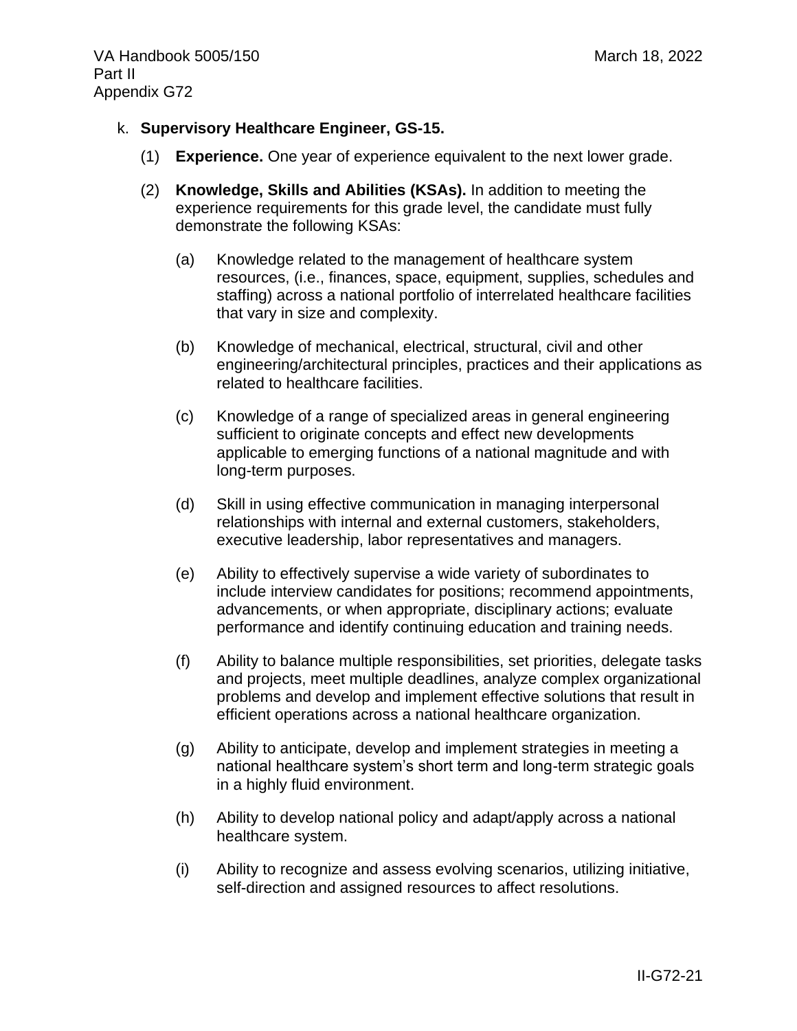k. **Supervisory Healthcare Engineer, GS-15.**

(1) **Experience.** One year of experience equivalent to the next lower grade.

(2) **Knowledge, Skills and Abilities (KSAs).** In addition to meeting the experience requirements for this grade level, the candidate must fully demonstrate the following KSAs:

(a) Knowledge related to the management of healthcare system resources, (i.e., finances, space, equipment, supplies, schedules and staffing) across a national portfolio of interrelated healthcare facilities that vary in size and complexity.

(b) Knowledge of mechanical, electrical, structural, civil and other engineering/architectural principles, practices and their applications as related to healthcare facilities.

(c) Knowledge of a range of specialized areas in general engineering sufficient to originate concepts and effect new developments applicable to emerging functions of a national magnitude and with long-term purposes.

(d) Skill in using effective communication in managing interpersonal relationships with internal and external customers, stakeholders, executive leadership, labor representatives and managers.

(e) Ability to effectively supervise a wide variety of subordinates to include interview candidates for positions; recommend appointments, advancements, or when appropriate, disciplinary actions; evaluate performance and identify continuing education and training needs.

(f) Ability to balance multiple responsibilities, set priorities, delegate tasks and projects, meet multiple deadlines, analyze complex organizational problems and develop and implement effective solutions that result in efficient operations across a national healthcare organization.

(g) Ability to anticipate, develop and implement strategies in meeting a national healthcare system's short term and long-term strategic goals in a highly fluid environment.

(h) Ability to develop national policy and adapt/apply across a national healthcare system.

(i) Ability to recognize and assess evolving scenarios, utilizing initiative, self-direction and assigned resources to affect resolutions.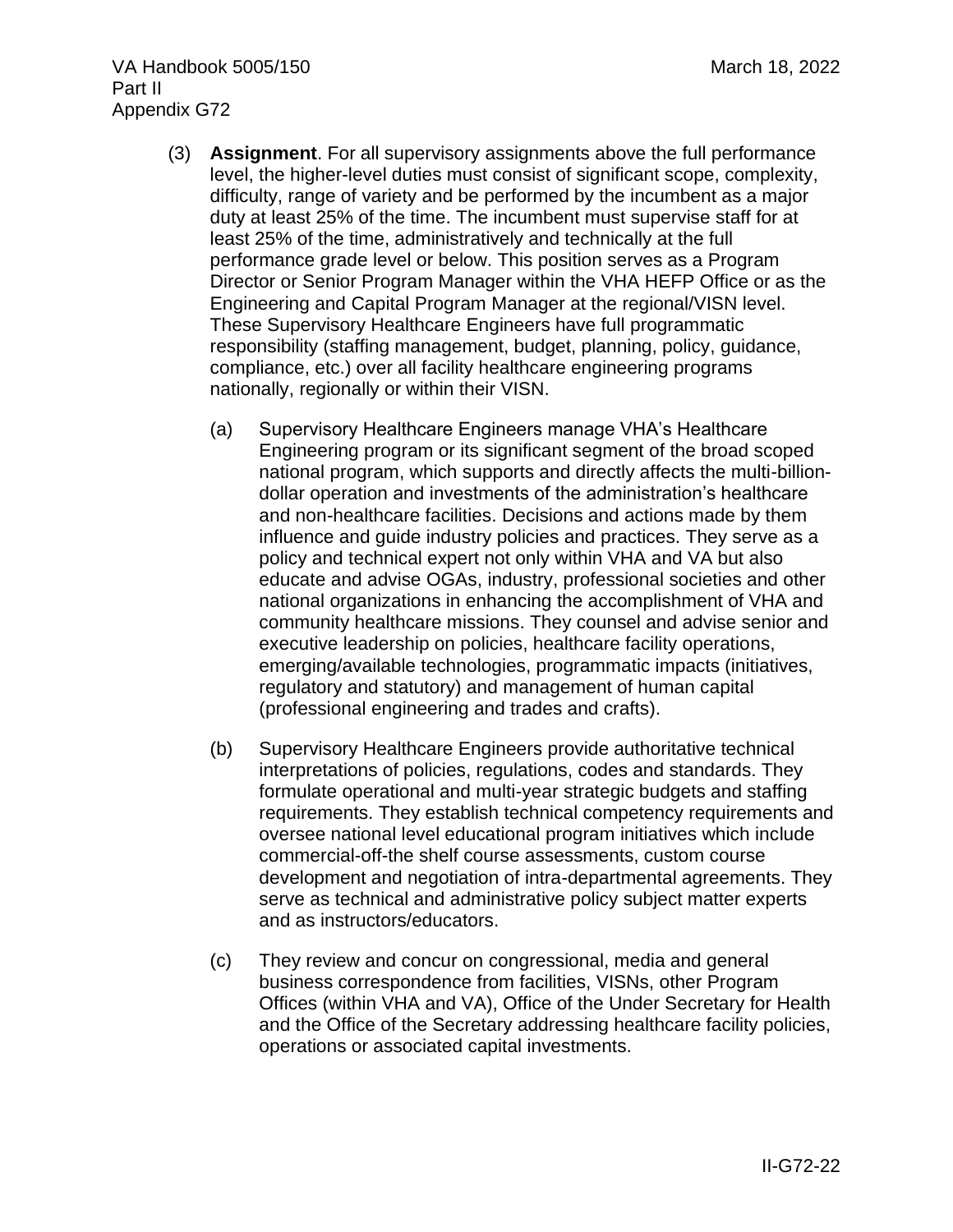(3) **Assignment**. For all supervisory assignments above the full performance level, the higher-level duties must consist of significant scope, complexity, difficulty, range of variety and be performed by the incumbent as a major duty at least 25% of the time. The incumbent must supervise staff for at least 25% of the time, administratively and technically at the full performance grade level or below. This position serves as a Program Director or Senior Program Manager within the VHA HEFP Office or as the Engineering and Capital Program Manager at the regional/VISN level. These Supervisory Healthcare Engineers have full programmatic responsibility (staffing management, budget, planning, policy, guidance, compliance, etc.) over all facility healthcare engineering programs nationally, regionally or within their VISN.

(a) Supervisory Healthcare Engineers manage VHA's Healthcare Engineering program or its significant segment of the broad scoped national program, which supports and directly affects the multi-billion-dollar operation and investments of the administration's healthcare and non-healthcare facilities. Decisions and actions made by them influence and guide industry policies and practices. They serve as a policy and technical expert not only within VHA and VA but also educate and advise OGAs, industry, professional societies and other national organizations in enhancing the accomplishment of VHA and community healthcare missions. They counsel and advise senior and executive leadership on policies, healthcare facility operations, emerging/available technologies, programmatic impacts (initiatives, regulatory and statutory) and management of human capital (professional engineering and trades and crafts).

(b) Supervisory Healthcare Engineers provide authoritative technical interpretations of policies, regulations, codes and standards. They formulate operational and multi-year strategic budgets and staffing requirements. They establish technical competency requirements and oversee national level educational program initiatives which include commercial-off-the shelf course assessments, custom course development and negotiation of intra-departmental agreements. They serve as technical and administrative policy subject matter experts and as instructors/educators.

(c) They review and concur on congressional, media and general business correspondence from facilities, VISNs, other Program Offices (within VHA and VA), Office of the Under Secretary for Health and the Office of the Secretary addressing healthcare facility policies, operations or associated capital investments.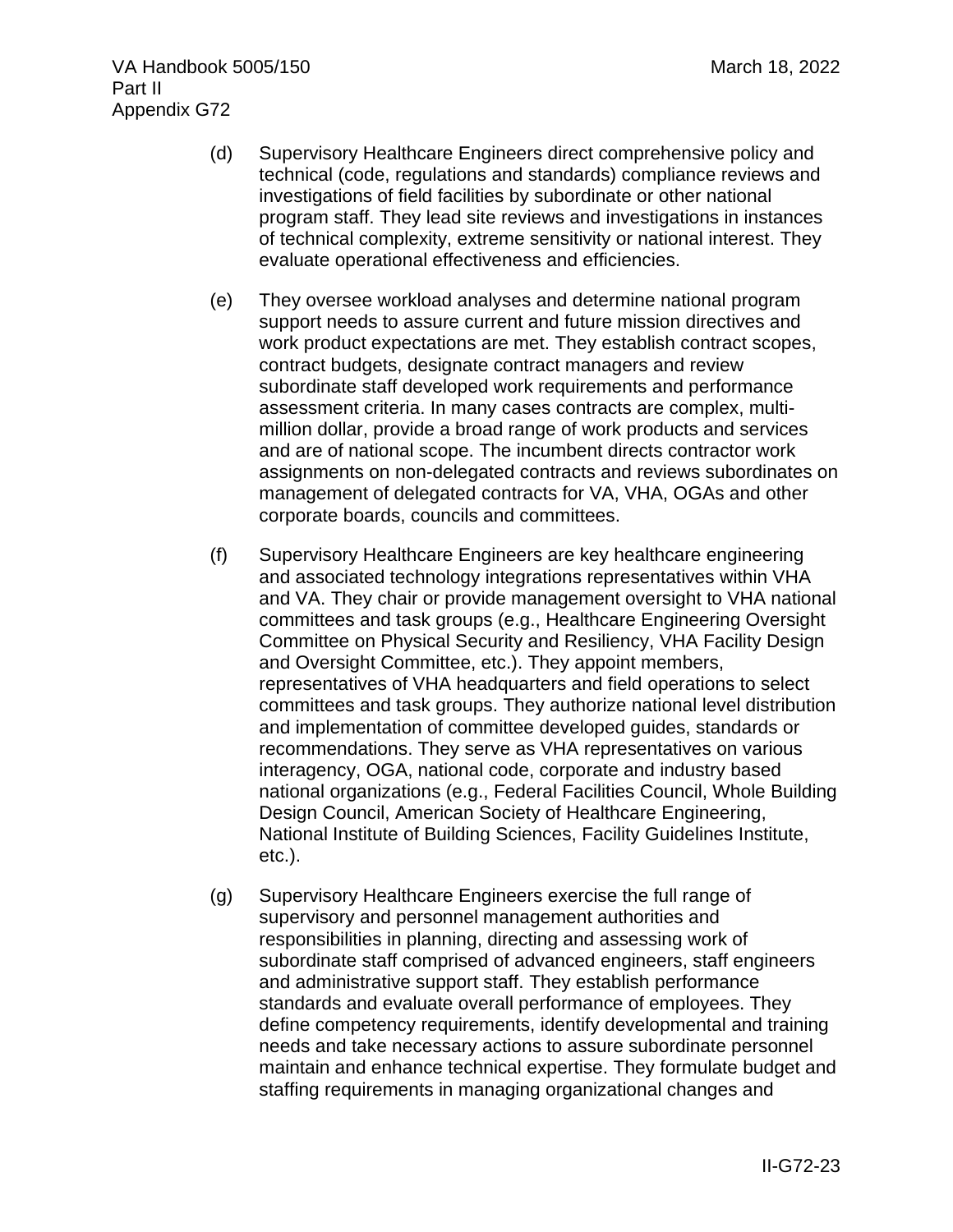(d) Supervisory Healthcare Engineers direct comprehensive policy and technical (code, regulations and standards) compliance reviews and investigations of field facilities by subordinate or other national program staff. They lead site reviews and investigations in instances of technical complexity, extreme sensitivity or national interest. They evaluate operational effectiveness and efficiencies.

(e) They oversee workload analyses and determine national program support needs to assure current and future mission directives and work product expectations are met. They establish contract scopes, contract budgets, designate contract managers and review subordinate staff developed work requirements and performance assessment criteria. In many cases contracts are complex, multi-million dollar, provide a broad range of work products and services and are of national scope. The incumbent directs contractor work assignments on non-delegated contracts and reviews subordinates on management of delegated contracts for VA, VHA, OGAs and other corporate boards, councils and committees.

(f) Supervisory Healthcare Engineers are key healthcare engineering and associated technology integrations representatives within VHA and VA. They chair or provide management oversight to VHA national committees and task groups (e.g., Healthcare Engineering Oversight Committee on Physical Security and Resiliency, VHA Facility Design and Oversight Committee, etc.). They appoint members, representatives of VHA headquarters and field operations to select committees and task groups. They authorize national level distribution and implementation of committee developed guides, standards or recommendations. They serve as VHA representatives on various interagency, OGA, national code, corporate and industry based national organizations (e.g., Federal Facilities Council, Whole Building Design Council, American Society of Healthcare Engineering, National Institute of Building Sciences, Facility Guidelines Institute, etc.).

(g) Supervisory Healthcare Engineers exercise the full range of supervisory and personnel management authorities and responsibilities in planning, directing and assessing work of subordinate staff comprised of advanced engineers, staff engineers and administrative support staff. They establish performance standards and evaluate overall performance of employees. They define competency requirements, identify developmental and training needs and take necessary actions to assure subordinate personnel maintain and enhance technical expertise. They formulate budget and staffing requirements in managing organizational changes and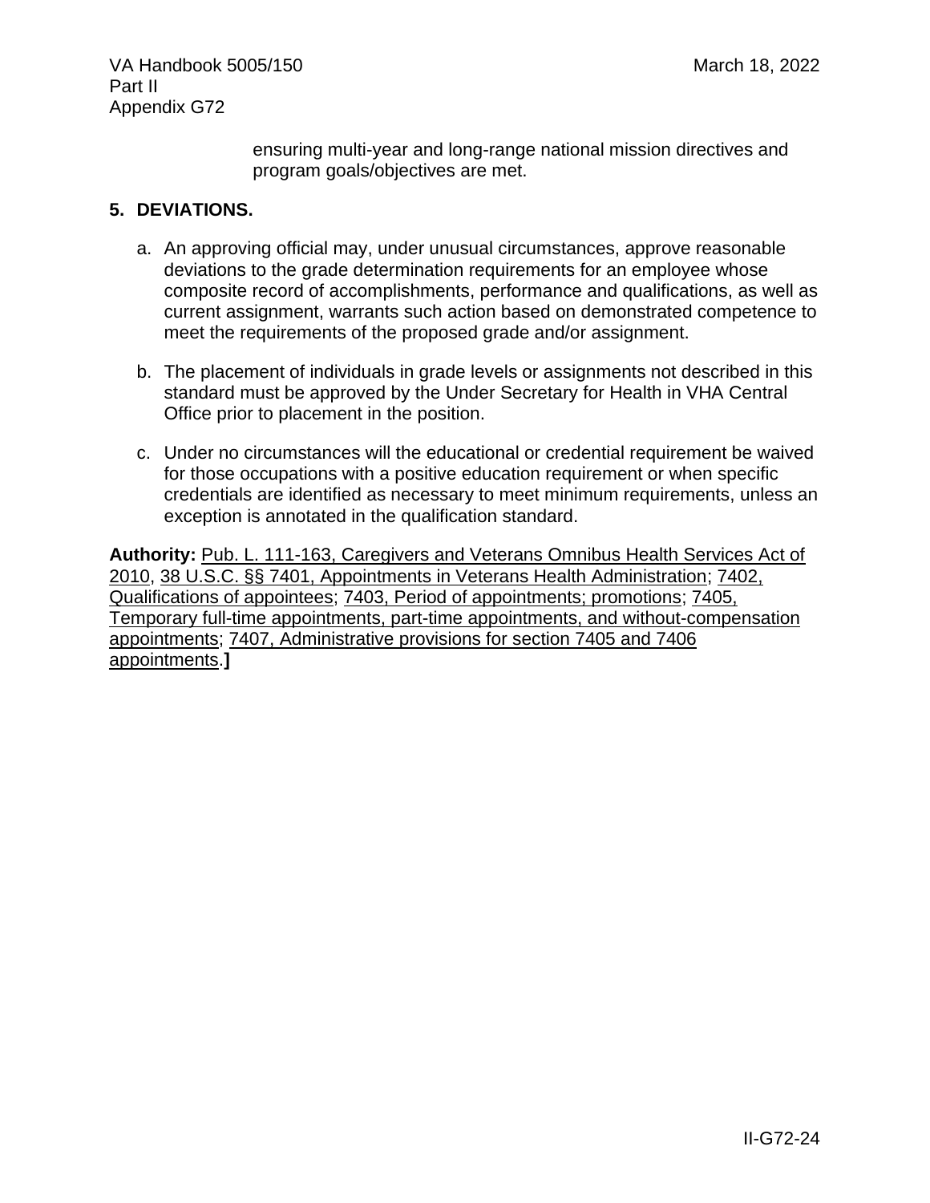ensuring multi-year and long-range national mission directives and program goals/objectives are met.

**5. DEVIATIONS.**

a. An approving official may, under unusual circumstances, approve reasonable deviations to the grade determination requirements for an employee whose composite record of accomplishments, performance and qualifications, as well as current assignment, warrants such action based on demonstrated competence to meet the requirements of the proposed grade and/or assignment.

b. The placement of individuals in grade levels or assignments not described in this standard must be approved by the Under Secretary for Health in VHA Central Office prior to placement in the position.

c. Under no circumstances will the educational or credential requirement be waived for those occupations with a positive education requirement or when specific credentials are identified as necessary to meet minimum requirements, unless an exception is annotated in the qualification standard.

**Authority:** Pub. L. 111-163, Caregivers and Veterans Omnibus Health Services Act of 2010, 38 U.S.C. §§ 7401, Appointments in Veterans Health Administration; 7402, Qualifications of appointees; 7403, Period of appointments; promotions; 7405, Temporary full-time appointments, part-time appointments, and without-compensation appointments; 7407, Administrative provisions for section 7405 and 7406 appointments.**]**